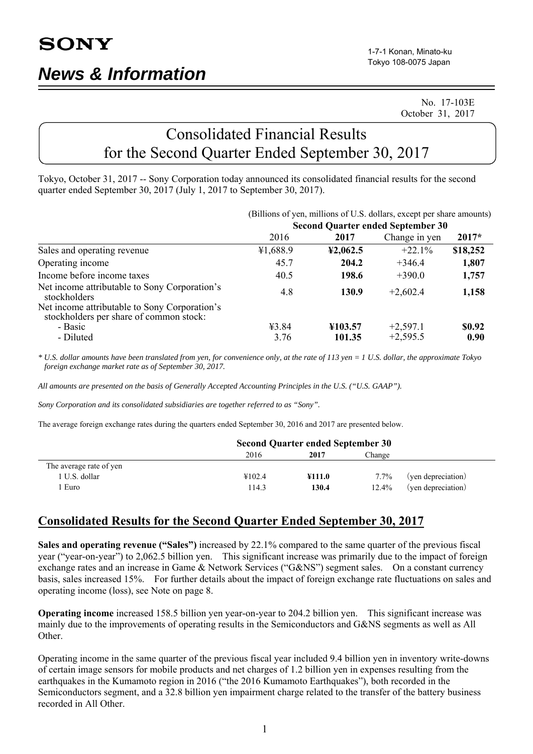**SONY**

# News & Information

1-7-1 Konan, Minato-ku
Tokyo 108-0075 Japan

No. 17-103E
October 31, 2017

# Consolidated Financial Results for the Second Quarter Ended September 30, 2017

Tokyo, October 31, 2017 -- Sony Corporation today announced its consolidated financial results for the second quarter ended September 30, 2017 (July 1, 2017 to September 30, 2017).

(Billions of yen, millions of U.S. dollars, except per share amounts)

| | Second Quarter ended September 30 | | | |
|---|---|---|---|---|
| | 2016 | **2017** | Change in yen | **2017*** |
| Sales and operating revenue | ¥1,688.9 | **¥2,062.5** | +22.1% | **$18,252** |
| Operating income | 45.7 | **204.2** | +346.4 | **1,807** |
| Income before income taxes | 40.5 | **198.6** | +390.0 | **1,757** |
| Net income attributable to Sony Corporation's stockholders | 4.8 | **130.9** | +2,602.4 | **1,158** |
| Net income attributable to Sony Corporation's stockholders per share of common stock: | | | | |
| - Basic | ¥3.84 | **¥103.57** | +2,597.1 | **$0.92** |
| - Diluted | 3.76 | **101.35** | +2,595.5 | **0.90** |

*\* U.S. dollar amounts have been translated from yen, for convenience only, at the rate of 113 yen = 1 U.S. dollar, the approximate Tokyo foreign exchange market rate as of September 30, 2017.*

*All amounts are presented on the basis of Generally Accepted Accounting Principles in the U.S. ("U.S. GAAP").*

*Sony Corporation and its consolidated subsidiaries are together referred to as "Sony".*

The average foreign exchange rates during the quarters ended September 30, 2016 and 2017 are presented below.

| | Second Quarter ended September 30 | | | |
|---|---|---|---|---|
| | 2016 | **2017** | Change | |
| The average rate of yen | | | | |
| 1 U.S. dollar | ¥102.4 | **¥111.0** | 7.7% | (yen depreciation) |
| 1 Euro | 114.3 | **130.4** | 12.4% | (yen depreciation) |

## Consolidated Results for the Second Quarter Ended September 30, 2017

**Sales and operating revenue ("Sales")** increased by 22.1% compared to the same quarter of the previous fiscal year ("year-on-year") to 2,062.5 billion yen. This significant increase was primarily due to the impact of foreign exchange rates and an increase in Game & Network Services ("G&NS") segment sales. On a constant currency basis, sales increased 15%. For further details about the impact of foreign exchange rate fluctuations on sales and operating income (loss), see Note on page 8.

**Operating income** increased 158.5 billion yen year-on-year to 204.2 billion yen. This significant increase was mainly due to the improvements of operating results in the Semiconductors and G&NS segments as well as All Other.

Operating income in the same quarter of the previous fiscal year included 9.4 billion yen in inventory write-downs of certain image sensors for mobile products and net charges of 1.2 billion yen in expenses resulting from the earthquakes in the Kumamoto region in 2016 ("the 2016 Kumamoto Earthquakes"), both recorded in the Semiconductors segment, and a 32.8 billion yen impairment charge related to the transfer of the battery business recorded in All Other.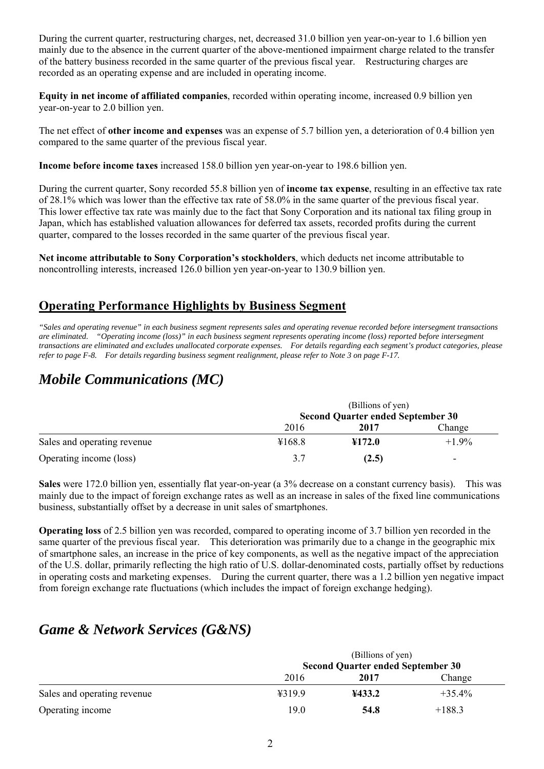During the current quarter, restructuring charges, net, decreased 31.0 billion yen year-on-year to 1.6 billion yen mainly due to the absence in the current quarter of the above-mentioned impairment charge related to the transfer of the battery business recorded in the same quarter of the previous fiscal year. Restructuring charges are recorded as an operating expense and are included in operating income.

**Equity in net income of affiliated companies**, recorded within operating income, increased 0.9 billion yen year-on-year to 2.0 billion yen.

The net effect of **other income and expenses** was an expense of 5.7 billion yen, a deterioration of 0.4 billion yen compared to the same quarter of the previous fiscal year.

**Income before income taxes** increased 158.0 billion yen year-on-year to 198.6 billion yen.

During the current quarter, Sony recorded 55.8 billion yen of **income tax expense**, resulting in an effective tax rate of 28.1% which was lower than the effective tax rate of 58.0% in the same quarter of the previous fiscal year. This lower effective tax rate was mainly due to the fact that Sony Corporation and its national tax filing group in Japan, which has established valuation allowances for deferred tax assets, recorded profits during the current quarter, compared to the losses recorded in the same quarter of the previous fiscal year.

**Net income attributable to Sony Corporation's stockholders**, which deducts net income attributable to noncontrolling interests, increased 126.0 billion yen year-on-year to 130.9 billion yen.

## Operating Performance Highlights by Business Segment

*"Sales and operating revenue" in each business segment represents sales and operating revenue recorded before intersegment transactions are eliminated. "Operating income (loss)" in each business segment represents operating income (loss) reported before intersegment transactions are eliminated and excludes unallocated corporate expenses. For details regarding each segment's product categories, please refer to page F-8. For details regarding business segment realignment, please refer to Note 3 on page F-17.*

## *Mobile Communications (MC)*

| | (Billions of yen) Second Quarter ended September 30 | | |
|---|---|---|---|
| | 2016 | **2017** | Change |
| Sales and operating revenue | ¥168.8 | **¥172.0** | +1.9% |
| Operating income (loss) | 3.7 | **(2.5)** | - |

**Sales** were 172.0 billion yen, essentially flat year-on-year (a 3% decrease on a constant currency basis). This was mainly due to the impact of foreign exchange rates as well as an increase in sales of the fixed line communications business, substantially offset by a decrease in unit sales of smartphones.

**Operating loss** of 2.5 billion yen was recorded, compared to operating income of 3.7 billion yen recorded in the same quarter of the previous fiscal year. This deterioration was primarily due to a change in the geographic mix of smartphone sales, an increase in the price of key components, as well as the negative impact of the appreciation of the U.S. dollar, primarily reflecting the high ratio of U.S. dollar-denominated costs, partially offset by reductions in operating costs and marketing expenses. During the current quarter, there was a 1.2 billion yen negative impact from foreign exchange rate fluctuations (which includes the impact of foreign exchange hedging).

## *Game & Network Services (G&NS)*

| | (Billions of yen) Second Quarter ended September 30 | | |
|---|---|---|---|
| | 2016 | **2017** | Change |
| Sales and operating revenue | ¥319.9 | **¥433.2** | +35.4% |
| Operating income | 19.0 | **54.8** | +188.3 |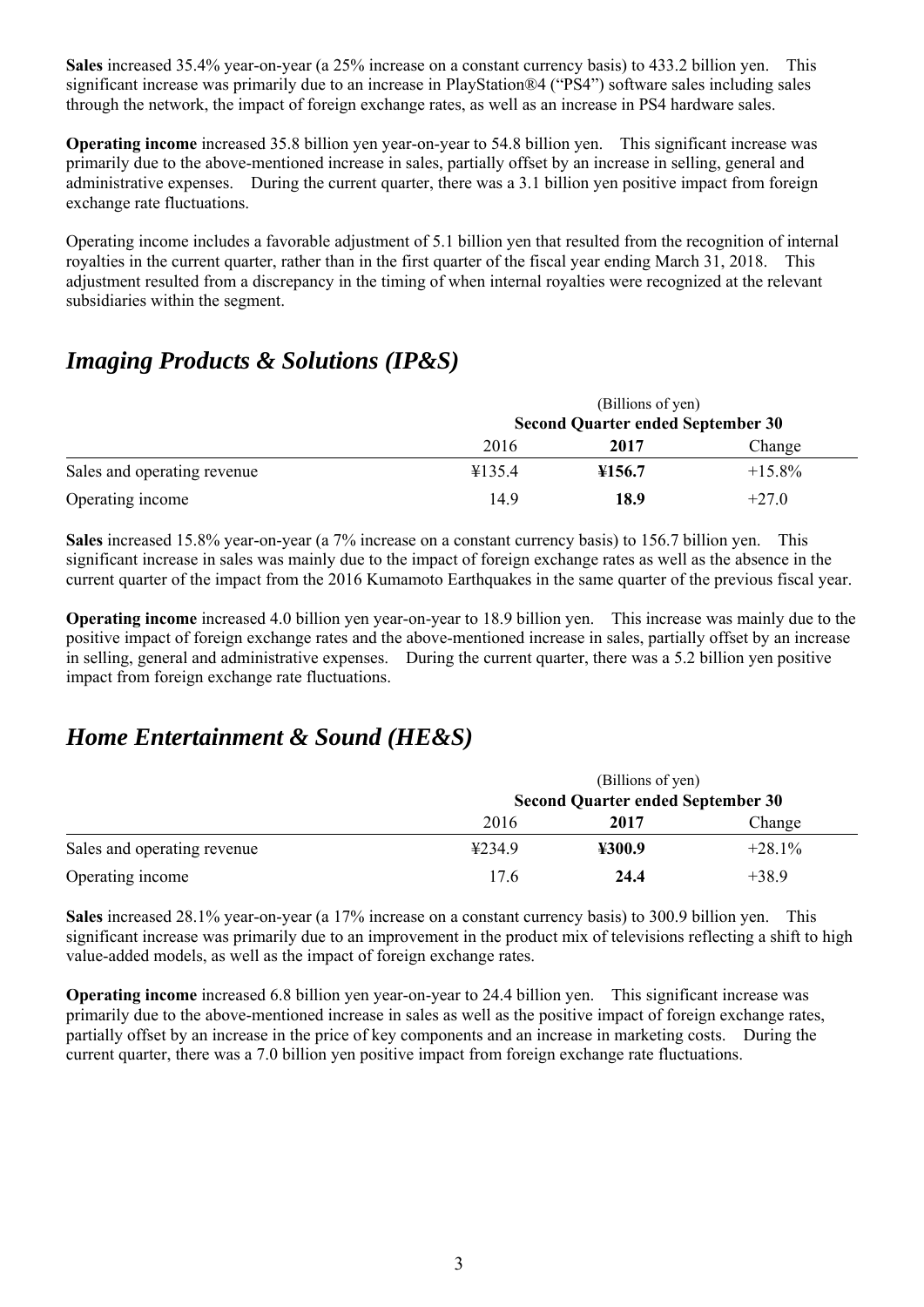**Sales** increased 35.4% year-on-year (a 25% increase on a constant currency basis) to 433.2 billion yen. This significant increase was primarily due to an increase in PlayStation®4 ("PS4") software sales including sales through the network, the impact of foreign exchange rates, as well as an increase in PS4 hardware sales.

**Operating income** increased 35.8 billion yen year-on-year to 54.8 billion yen. This significant increase was primarily due to the above-mentioned increase in sales, partially offset by an increase in selling, general and administrative expenses. During the current quarter, there was a 3.1 billion yen positive impact from foreign exchange rate fluctuations.

Operating income includes a favorable adjustment of 5.1 billion yen that resulted from the recognition of internal royalties in the current quarter, rather than in the first quarter of the fiscal year ending March 31, 2018. This adjustment resulted from a discrepancy in the timing of when internal royalties were recognized at the relevant subsidiaries within the segment.

## *Imaging Products & Solutions (IP&S)*

| | (Billions of yen) **Second Quarter ended September 30** | | |
|---|---|---|---|
| | 2016 | **2017** | Change |
| Sales and operating revenue | ¥135.4 | **¥156.7** | +15.8% |
| Operating income | 14.9 | **18.9** | +27.0 |

**Sales** increased 15.8% year-on-year (a 7% increase on a constant currency basis) to 156.7 billion yen. This significant increase in sales was mainly due to the impact of foreign exchange rates as well as the absence in the current quarter of the impact from the 2016 Kumamoto Earthquakes in the same quarter of the previous fiscal year.

**Operating income** increased 4.0 billion yen year-on-year to 18.9 billion yen. This increase was mainly due to the positive impact of foreign exchange rates and the above-mentioned increase in sales, partially offset by an increase in selling, general and administrative expenses. During the current quarter, there was a 5.2 billion yen positive impact from foreign exchange rate fluctuations.

## *Home Entertainment & Sound (HE&S)*

| | (Billions of yen) **Second Quarter ended September 30** | | |
|---|---|---|---|
| | 2016 | **2017** | Change |
| Sales and operating revenue | ¥234.9 | **¥300.9** | +28.1% |
| Operating income | 17.6 | **24.4** | +38.9 |

**Sales** increased 28.1% year-on-year (a 17% increase on a constant currency basis) to 300.9 billion yen. This significant increase was primarily due to an improvement in the product mix of televisions reflecting a shift to high value-added models, as well as the impact of foreign exchange rates.

**Operating income** increased 6.8 billion yen year-on-year to 24.4 billion yen. This significant increase was primarily due to the above-mentioned increase in sales as well as the positive impact of foreign exchange rates, partially offset by an increase in the price of key components and an increase in marketing costs. During the current quarter, there was a 7.0 billion yen positive impact from foreign exchange rate fluctuations.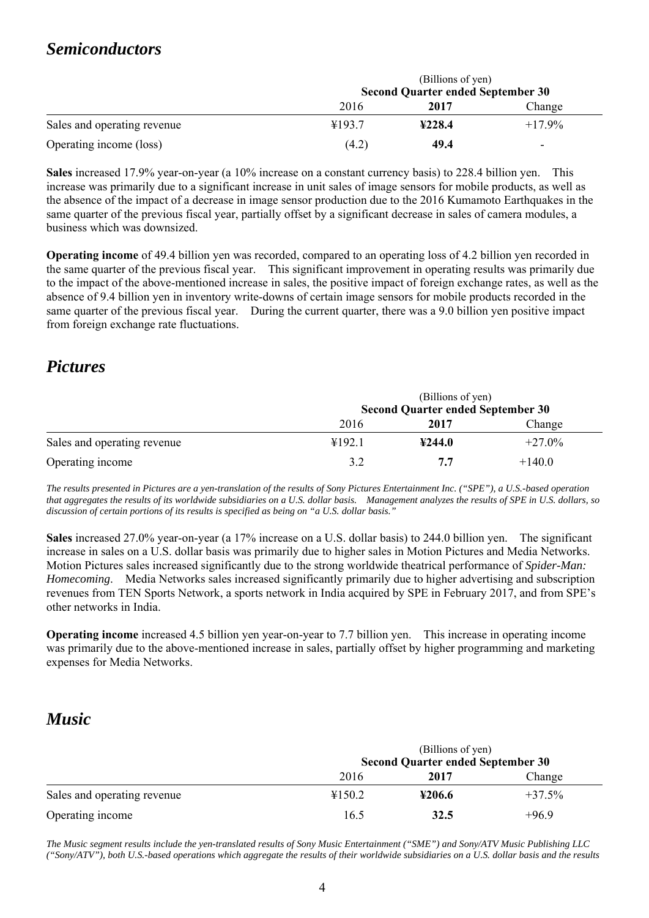## *Semiconductors*

| | (Billions of yen) | | |
|---|---|---|---|
| | **Second Quarter ended September 30** | | |
| | 2016 | **2017** | Change |
| Sales and operating revenue | ¥193.7 | **¥228.4** | +17.9% |
| Operating income (loss) | (4.2) | **49.4** | - |

**Sales** increased 17.9% year-on-year (a 10% increase on a constant currency basis) to 228.4 billion yen. This increase was primarily due to a significant increase in unit sales of image sensors for mobile products, as well as the absence of the impact of a decrease in image sensor production due to the 2016 Kumamoto Earthquakes in the same quarter of the previous fiscal year, partially offset by a significant decrease in sales of camera modules, a business which was downsized.

**Operating income** of 49.4 billion yen was recorded, compared to an operating loss of 4.2 billion yen recorded in the same quarter of the previous fiscal year. This significant improvement in operating results was primarily due to the impact of the above-mentioned increase in sales, the positive impact of foreign exchange rates, as well as the absence of 9.4 billion yen in inventory write-downs of certain image sensors for mobile products recorded in the same quarter of the previous fiscal year. During the current quarter, there was a 9.0 billion yen positive impact from foreign exchange rate fluctuations.

## *Pictures*

| | (Billions of yen) | | |
|---|---|---|---|
| | **Second Quarter ended September 30** | | |
| | 2016 | **2017** | Change |
| Sales and operating revenue | ¥192.1 | **¥244.0** | +27.0% |
| Operating income | 3.2 | **7.7** | +140.0 |

*The results presented in Pictures are a yen-translation of the results of Sony Pictures Entertainment Inc. ("SPE"), a U.S.-based operation that aggregates the results of its worldwide subsidiaries on a U.S. dollar basis. Management analyzes the results of SPE in U.S. dollars, so discussion of certain portions of its results is specified as being on "a U.S. dollar basis."*

**Sales** increased 27.0% year-on-year (a 17% increase on a U.S. dollar basis) to 244.0 billion yen. The significant increase in sales on a U.S. dollar basis was primarily due to higher sales in Motion Pictures and Media Networks. Motion Pictures sales increased significantly due to the strong worldwide theatrical performance of *Spider-Man: Homecoming*. Media Networks sales increased significantly primarily due to higher advertising and subscription revenues from TEN Sports Network, a sports network in India acquired by SPE in February 2017, and from SPE's other networks in India.

**Operating income** increased 4.5 billion yen year-on-year to 7.7 billion yen. This increase in operating income was primarily due to the above-mentioned increase in sales, partially offset by higher programming and marketing expenses for Media Networks.

## *Music*

| | (Billions of yen) | | |
|---|---|---|---|
| | **Second Quarter ended September 30** | | |
| | 2016 | **2017** | Change |
| Sales and operating revenue | ¥150.2 | **¥206.6** | +37.5% |
| Operating income | 16.5 | **32.5** | +96.9 |

*The Music segment results include the yen-translated results of Sony Music Entertainment ("SME") and Sony/ATV Music Publishing LLC ("Sony/ATV"), both U.S.-based operations which aggregate the results of their worldwide subsidiaries on a U.S. dollar basis and the results*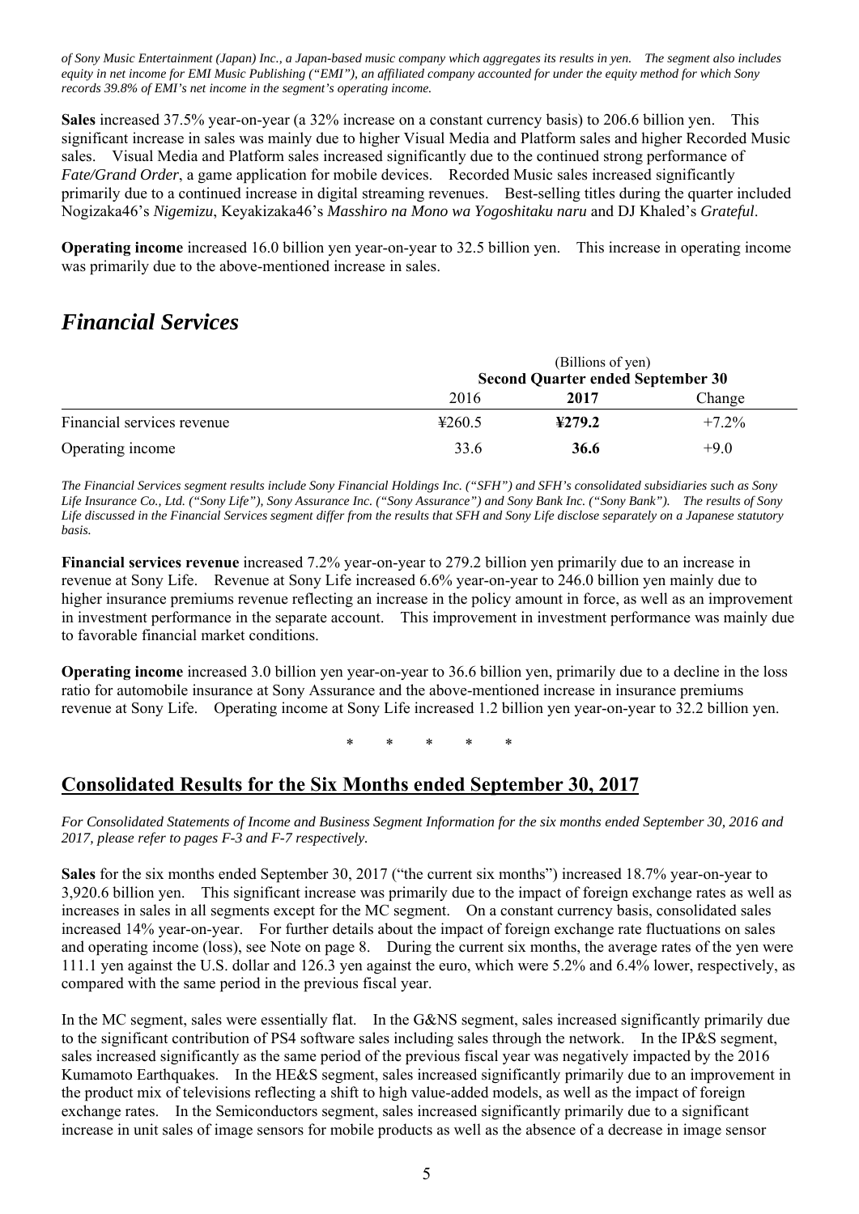*of Sony Music Entertainment (Japan) Inc., a Japan-based music company which aggregates its results in yen. The segment also includes equity in net income for EMI Music Publishing ("EMI"), an affiliated company accounted for under the equity method for which Sony records 39.8% of EMI's net income in the segment's operating income.*

**Sales** increased 37.5% year-on-year (a 32% increase on a constant currency basis) to 206.6 billion yen. This significant increase in sales was mainly due to higher Visual Media and Platform sales and higher Recorded Music sales. Visual Media and Platform sales increased significantly due to the continued strong performance of *Fate/Grand Order*, a game application for mobile devices. Recorded Music sales increased significantly primarily due to a continued increase in digital streaming revenues. Best-selling titles during the quarter included Nogizaka46's *Nigemizu*, Keyakizaka46's *Masshiro na Mono wa Yogoshitaku naru* and DJ Khaled's *Grateful*.

**Operating income** increased 16.0 billion yen year-on-year to 32.5 billion yen. This increase in operating income was primarily due to the above-mentioned increase in sales.

## *Financial Services*

| | (Billions of yen) Second Quarter ended September 30 | | |
|---|---|---|---|
| | 2016 | **2017** | Change |
| Financial services revenue | ¥260.5 | **¥279.2** | +7.2% |
| Operating income | 33.6 | **36.6** | +9.0 |

*The Financial Services segment results include Sony Financial Holdings Inc. ("SFH") and SFH's consolidated subsidiaries such as Sony Life Insurance Co., Ltd. ("Sony Life"), Sony Assurance Inc. ("Sony Assurance") and Sony Bank Inc. ("Sony Bank"). The results of Sony Life discussed in the Financial Services segment differ from the results that SFH and Sony Life disclose separately on a Japanese statutory basis.*

**Financial services revenue** increased 7.2% year-on-year to 279.2 billion yen primarily due to an increase in revenue at Sony Life. Revenue at Sony Life increased 6.6% year-on-year to 246.0 billion yen mainly due to higher insurance premiums revenue reflecting an increase in the policy amount in force, as well as an improvement in investment performance in the separate account. This improvement in investment performance was mainly due to favorable financial market conditions.

**Operating income** increased 3.0 billion yen year-on-year to 36.6 billion yen, primarily due to a decline in the loss ratio for automobile insurance at Sony Assurance and the above-mentioned increase in insurance premiums revenue at Sony Life. Operating income at Sony Life increased 1.2 billion yen year-on-year to 32.2 billion yen.

\* \* \* \* \*

## Consolidated Results for the Six Months ended September 30, 2017

*For Consolidated Statements of Income and Business Segment Information for the six months ended September 30, 2016 and 2017, please refer to pages F-3 and F-7 respectively.*

**Sales** for the six months ended September 30, 2017 ("the current six months") increased 18.7% year-on-year to 3,920.6 billion yen. This significant increase was primarily due to the impact of foreign exchange rates as well as increases in sales in all segments except for the MC segment. On a constant currency basis, consolidated sales increased 14% year-on-year. For further details about the impact of foreign exchange rate fluctuations on sales and operating income (loss), see Note on page 8. During the current six months, the average rates of the yen were 111.1 yen against the U.S. dollar and 126.3 yen against the euro, which were 5.2% and 6.4% lower, respectively, as compared with the same period in the previous fiscal year.

In the MC segment, sales were essentially flat. In the G&NS segment, sales increased significantly primarily due to the significant contribution of PS4 software sales including sales through the network. In the IP&S segment, sales increased significantly as the same period of the previous fiscal year was negatively impacted by the 2016 Kumamoto Earthquakes. In the HE&S segment, sales increased significantly primarily due to an improvement in the product mix of televisions reflecting a shift to high value-added models, as well as the impact of foreign exchange rates. In the Semiconductors segment, sales increased significantly primarily due to a significant increase in unit sales of image sensors for mobile products as well as the absence of a decrease in image sensor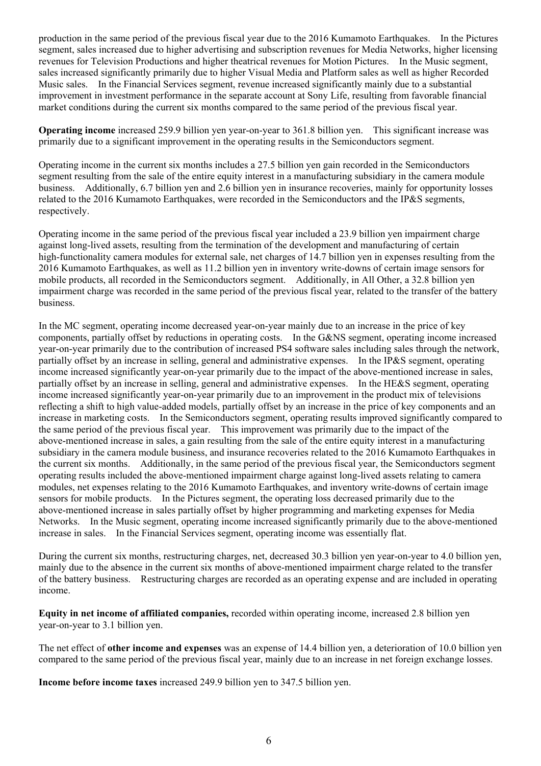production in the same period of the previous fiscal year due to the 2016 Kumamoto Earthquakes. In the Pictures segment, sales increased due to higher advertising and subscription revenues for Media Networks, higher licensing revenues for Television Productions and higher theatrical revenues for Motion Pictures. In the Music segment, sales increased significantly primarily due to higher Visual Media and Platform sales as well as higher Recorded Music sales. In the Financial Services segment, revenue increased significantly mainly due to a substantial improvement in investment performance in the separate account at Sony Life, resulting from favorable financial market conditions during the current six months compared to the same period of the previous fiscal year.

**Operating income** increased 259.9 billion yen year-on-year to 361.8 billion yen. This significant increase was primarily due to a significant improvement in the operating results in the Semiconductors segment.

Operating income in the current six months includes a 27.5 billion yen gain recorded in the Semiconductors segment resulting from the sale of the entire equity interest in a manufacturing subsidiary in the camera module business. Additionally, 6.7 billion yen and 2.6 billion yen in insurance recoveries, mainly for opportunity losses related to the 2016 Kumamoto Earthquakes, were recorded in the Semiconductors and the IP&S segments, respectively.

Operating income in the same period of the previous fiscal year included a 23.9 billion yen impairment charge against long-lived assets, resulting from the termination of the development and manufacturing of certain high-functionality camera modules for external sale, net charges of 14.7 billion yen in expenses resulting from the 2016 Kumamoto Earthquakes, as well as 11.2 billion yen in inventory write-downs of certain image sensors for mobile products, all recorded in the Semiconductors segment. Additionally, in All Other, a 32.8 billion yen impairment charge was recorded in the same period of the previous fiscal year, related to the transfer of the battery business.

In the MC segment, operating income decreased year-on-year mainly due to an increase in the price of key components, partially offset by reductions in operating costs. In the G&NS segment, operating income increased year-on-year primarily due to the contribution of increased PS4 software sales including sales through the network, partially offset by an increase in selling, general and administrative expenses. In the IP&S segment, operating income increased significantly year-on-year primarily due to the impact of the above-mentioned increase in sales, partially offset by an increase in selling, general and administrative expenses. In the HE&S segment, operating income increased significantly year-on-year primarily due to an improvement in the product mix of televisions reflecting a shift to high value-added models, partially offset by an increase in the price of key components and an increase in marketing costs. In the Semiconductors segment, operating results improved significantly compared to the same period of the previous fiscal year. This improvement was primarily due to the impact of the above-mentioned increase in sales, a gain resulting from the sale of the entire equity interest in a manufacturing subsidiary in the camera module business, and insurance recoveries related to the 2016 Kumamoto Earthquakes in the current six months. Additionally, in the same period of the previous fiscal year, the Semiconductors segment operating results included the above-mentioned impairment charge against long-lived assets relating to camera modules, net expenses relating to the 2016 Kumamoto Earthquakes, and inventory write-downs of certain image sensors for mobile products. In the Pictures segment, the operating loss decreased primarily due to the above-mentioned increase in sales partially offset by higher programming and marketing expenses for Media Networks. In the Music segment, operating income increased significantly primarily due to the above-mentioned increase in sales. In the Financial Services segment, operating income was essentially flat.

During the current six months, restructuring charges, net, decreased 30.3 billion yen year-on-year to 4.0 billion yen, mainly due to the absence in the current six months of above-mentioned impairment charge related to the transfer of the battery business. Restructuring charges are recorded as an operating expense and are included in operating income.

**Equity in net income of affiliated companies,** recorded within operating income, increased 2.8 billion yen year-on-year to 3.1 billion yen.

The net effect of **other income and expenses** was an expense of 14.4 billion yen, a deterioration of 10.0 billion yen compared to the same period of the previous fiscal year, mainly due to an increase in net foreign exchange losses.

**Income before income taxes** increased 249.9 billion yen to 347.5 billion yen.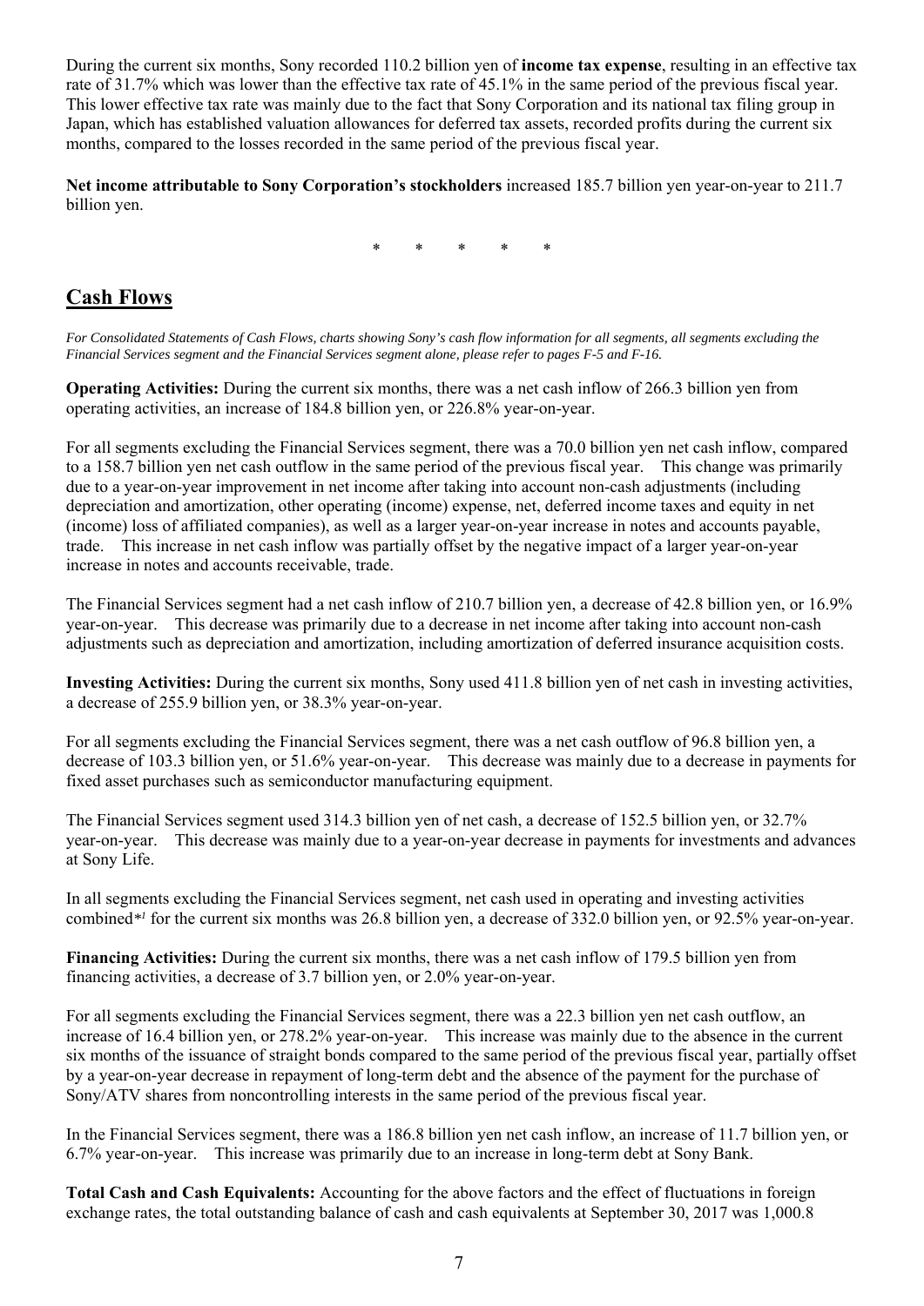During the current six months, Sony recorded 110.2 billion yen of **income tax expense**, resulting in an effective tax rate of 31.7% which was lower than the effective tax rate of 45.1% in the same period of the previous fiscal year. This lower effective tax rate was mainly due to the fact that Sony Corporation and its national tax filing group in Japan, which has established valuation allowances for deferred tax assets, recorded profits during the current six months, compared to the losses recorded in the same period of the previous fiscal year.

**Net income attributable to Sony Corporation's stockholders** increased 185.7 billion yen year-on-year to 211.7 billion yen.

\* \* \* \* \*

## Cash Flows

*For Consolidated Statements of Cash Flows, charts showing Sony's cash flow information for all segments, all segments excluding the Financial Services segment and the Financial Services segment alone, please refer to pages F-5 and F-16.*

**Operating Activities:** During the current six months, there was a net cash inflow of 266.3 billion yen from operating activities, an increase of 184.8 billion yen, or 226.8% year-on-year.

For all segments excluding the Financial Services segment, there was a 70.0 billion yen net cash inflow, compared to a 158.7 billion yen net cash outflow in the same period of the previous fiscal year. This change was primarily due to a year-on-year improvement in net income after taking into account non-cash adjustments (including depreciation and amortization, other operating (income) expense, net, deferred income taxes and equity in net (income) loss of affiliated companies), as well as a larger year-on-year increase in notes and accounts payable, trade. This increase in net cash inflow was partially offset by the negative impact of a larger year-on-year increase in notes and accounts receivable, trade.

The Financial Services segment had a net cash inflow of 210.7 billion yen, a decrease of 42.8 billion yen, or 16.9% year-on-year. This decrease was primarily due to a decrease in net income after taking into account non-cash adjustments such as depreciation and amortization, including amortization of deferred insurance acquisition costs.

**Investing Activities:** During the current six months, Sony used 411.8 billion yen of net cash in investing activities, a decrease of 255.9 billion yen, or 38.3% year-on-year.

For all segments excluding the Financial Services segment, there was a net cash outflow of 96.8 billion yen, a decrease of 103.3 billion yen, or 51.6% year-on-year. This decrease was mainly due to a decrease in payments for fixed asset purchases such as semiconductor manufacturing equipment.

The Financial Services segment used 314.3 billion yen of net cash, a decrease of 152.5 billion yen, or 32.7% year-on-year. This decrease was mainly due to a year-on-year decrease in payments for investments and advances at Sony Life.

In all segments excluding the Financial Services segment, net cash used in operating and investing activities combined*[1] for the current six months was 26.8 billion yen, a decrease of 332.0 billion yen, or 92.5% year-on-year.

**Financing Activities:** During the current six months, there was a net cash inflow of 179.5 billion yen from financing activities, a decrease of 3.7 billion yen, or 2.0% year-on-year.

For all segments excluding the Financial Services segment, there was a 22.3 billion yen net cash outflow, an increase of 16.4 billion yen, or 278.2% year-on-year. This increase was mainly due to the absence in the current six months of the issuance of straight bonds compared to the same period of the previous fiscal year, partially offset by a year-on-year decrease in repayment of long-term debt and the absence of the payment for the purchase of Sony/ATV shares from noncontrolling interests in the same period of the previous fiscal year.

In the Financial Services segment, there was a 186.8 billion yen net cash inflow, an increase of 11.7 billion yen, or 6.7% year-on-year. This increase was primarily due to an increase in long-term debt at Sony Bank.

**Total Cash and Cash Equivalents:** Accounting for the above factors and the effect of fluctuations in foreign exchange rates, the total outstanding balance of cash and cash equivalents at September 30, 2017 was 1,000.8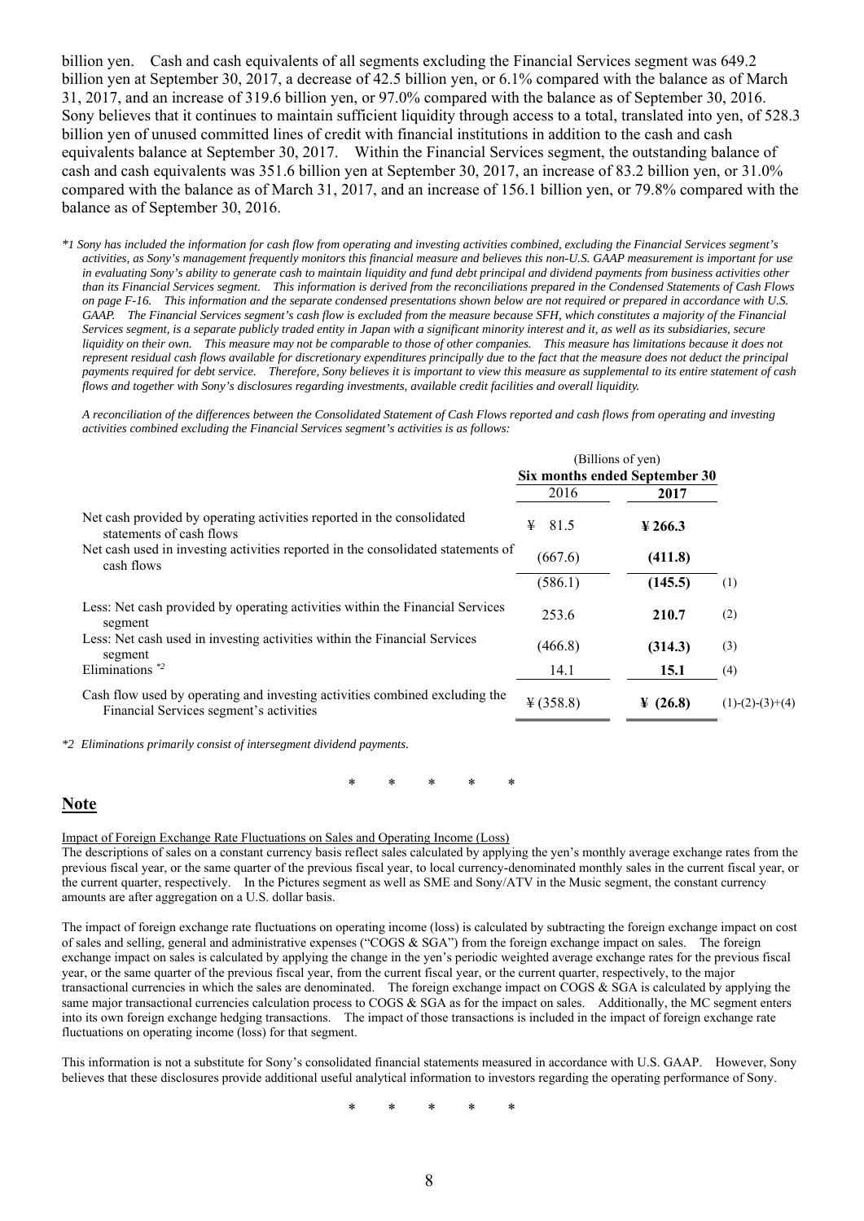billion yen. Cash and cash equivalents of all segments excluding the Financial Services segment was 649.2 billion yen at September 30, 2017, a decrease of 42.5 billion yen, or 6.1% compared with the balance as of March 31, 2017, and an increase of 319.6 billion yen, or 97.0% compared with the balance as of September 30, 2016. Sony believes that it continues to maintain sufficient liquidity through access to a total, translated into yen, of 528.3 billion yen of unused committed lines of credit with financial institutions in addition to the cash and cash equivalents balance at September 30, 2017. Within the Financial Services segment, the outstanding balance of cash and cash equivalents was 351.6 billion yen at September 30, 2017, an increase of 83.2 billion yen, or 31.0% compared with the balance as of March 31, 2017, and an increase of 156.1 billion yen, or 79.8% compared with the balance as of September 30, 2016.

*\*1 Sony has included the information for cash flow from operating and investing activities combined, excluding the Financial Services segment's activities, as Sony's management frequently monitors this financial measure and believes this non-U.S. GAAP measurement is important for use in evaluating Sony's ability to generate cash to maintain liquidity and fund debt principal and dividend payments from business activities other than its Financial Services segment. This information is derived from the reconciliations prepared in the Condensed Statements of Cash Flows on page F-16. This information and the separate condensed presentations shown below are not required or prepared in accordance with U.S. GAAP. The Financial Services segment's cash flow is excluded from the measure because SFH, which constitutes a majority of the Financial Services segment, is a separate publicly traded entity in Japan with a significant minority interest and it, as well as its subsidiaries, secure liquidity on their own. This measure may not be comparable to those of other companies. This measure has limitations because it does not represent residual cash flows available for discretionary expenditures principally due to the fact that the measure does not deduct the principal payments required for debt service. Therefore, Sony believes it is important to view this measure as supplemental to its entire statement of cash flows and together with Sony's disclosures regarding investments, available credit facilities and overall liquidity.*

*A reconciliation of the differences between the Consolidated Statement of Cash Flows reported and cash flows from operating and investing activities combined excluding the Financial Services segment's activities is as follows:*

| | (Billions of yen) Six months ended September 30 | | |
|---|---|---|---|
| | 2016 | **2017** | |
| Net cash provided by operating activities reported in the consolidated statements of cash flows | ¥ 81.5 | **¥ 266.3** | |
| Net cash used in investing activities reported in the consolidated statements of cash flows | (667.6) | **(411.8)** | |
| | (586.1) | **(145.5)** | (1) |
| Less: Net cash provided by operating activities within the Financial Services segment | 253.6 | **210.7** | (2) |
| Less: Net cash used in investing activities within the Financial Services segment | (466.8) | **(314.3)** | (3) |
| Eliminations [*2] | 14.1 | **15.1** | (4) |
| Cash flow used by operating and investing activities combined excluding the Financial Services segment's activities | ¥ (358.8) | **¥ (26.8)** | (1)-(2)-(3)+(4) |

*\*2 Eliminations primarily consist of intersegment dividend payments.*

\* \* \* \* \*

## Note

Impact of Foreign Exchange Rate Fluctuations on Sales and Operating Income (Loss)

The descriptions of sales on a constant currency basis reflect sales calculated by applying the yen's monthly average exchange rates from the previous fiscal year, or the same quarter of the previous fiscal year, to local currency-denominated monthly sales in the current fiscal year, or the current quarter, respectively. In the Pictures segment as well as SME and Sony/ATV in the Music segment, the constant currency amounts are after aggregation on a U.S. dollar basis.

The impact of foreign exchange rate fluctuations on operating income (loss) is calculated by subtracting the foreign exchange impact on cost of sales and selling, general and administrative expenses ("COGS & SGA") from the foreign exchange impact on sales. The foreign exchange impact on sales is calculated by applying the change in the yen's periodic weighted average exchange rates for the previous fiscal year, or the same quarter of the previous fiscal year, from the current fiscal year, or the current quarter, respectively, to the major transactional currencies in which the sales are denominated. The foreign exchange impact on COGS & SGA is calculated by applying the same major transactional currencies calculation process to COGS & SGA as for the impact on sales. Additionally, the MC segment enters into its own foreign exchange hedging transactions. The impact of those transactions is included in the impact of foreign exchange rate fluctuations on operating income (loss) for that segment.

This information is not a substitute for Sony's consolidated financial statements measured in accordance with U.S. GAAP. However, Sony believes that these disclosures provide additional useful analytical information to investors regarding the operating performance of Sony.

\* \* \* \* \*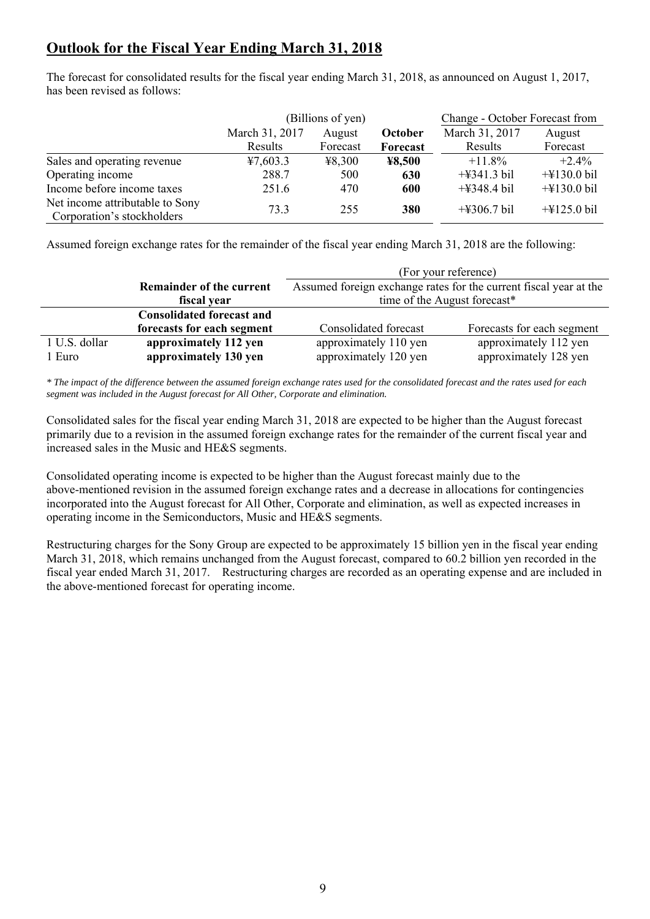## Outlook for the Fiscal Year Ending March 31, 2018

The forecast for consolidated results for the fiscal year ending March 31, 2018, as announced on August 1, 2017, has been revised as follows:

| | (Billions of yen) | | | Change - October Forecast from | |
|---|---|---|---|---|---|
| | March 31, 2017 Results | August Forecast | **October Forecast** | March 31, 2017 Results | August Forecast |
| Sales and operating revenue | ¥7,603.3 | ¥8,300 | **¥8,500** | +11.8% | +2.4% |
| Operating income | 288.7 | 500 | **630** | +¥341.3 bil | +¥130.0 bil |
| Income before income taxes | 251.6 | 470 | **600** | +¥348.4 bil | +¥130.0 bil |
| Net income attributable to Sony Corporation's stockholders | 73.3 | 255 | **380** | +¥306.7 bil | +¥125.0 bil |

Assumed foreign exchange rates for the remainder of the fiscal year ending March 31, 2018 are the following:

| | **Remainder of the current fiscal year** | (For your reference) Assumed foreign exchange rates for the current fiscal year at the time of the August forecast* | |
|---|---|---|---|
| | **Consolidated forecast and forecasts for each segment** | Consolidated forecast | Forecasts for each segment |
| 1 U.S. dollar | **approximately 112 yen** | approximately 110 yen | approximately 112 yen |
| 1 Euro | **approximately 130 yen** | approximately 120 yen | approximately 128 yen |

*\* The impact of the difference between the assumed foreign exchange rates used for the consolidated forecast and the rates used for each segment was included in the August forecast for All Other, Corporate and elimination.*

Consolidated sales for the fiscal year ending March 31, 2018 are expected to be higher than the August forecast primarily due to a revision in the assumed foreign exchange rates for the remainder of the current fiscal year and increased sales in the Music and HE&S segments.

Consolidated operating income is expected to be higher than the August forecast mainly due to the above-mentioned revision in the assumed foreign exchange rates and a decrease in allocations for contingencies incorporated into the August forecast for All Other, Corporate and elimination, as well as expected increases in operating income in the Semiconductors, Music and HE&S segments.

Restructuring charges for the Sony Group are expected to be approximately 15 billion yen in the fiscal year ending March 31, 2018, which remains unchanged from the August forecast, compared to 60.2 billion yen recorded in the fiscal year ended March 31, 2017. Restructuring charges are recorded as an operating expense and are included in the above-mentioned forecast for operating income.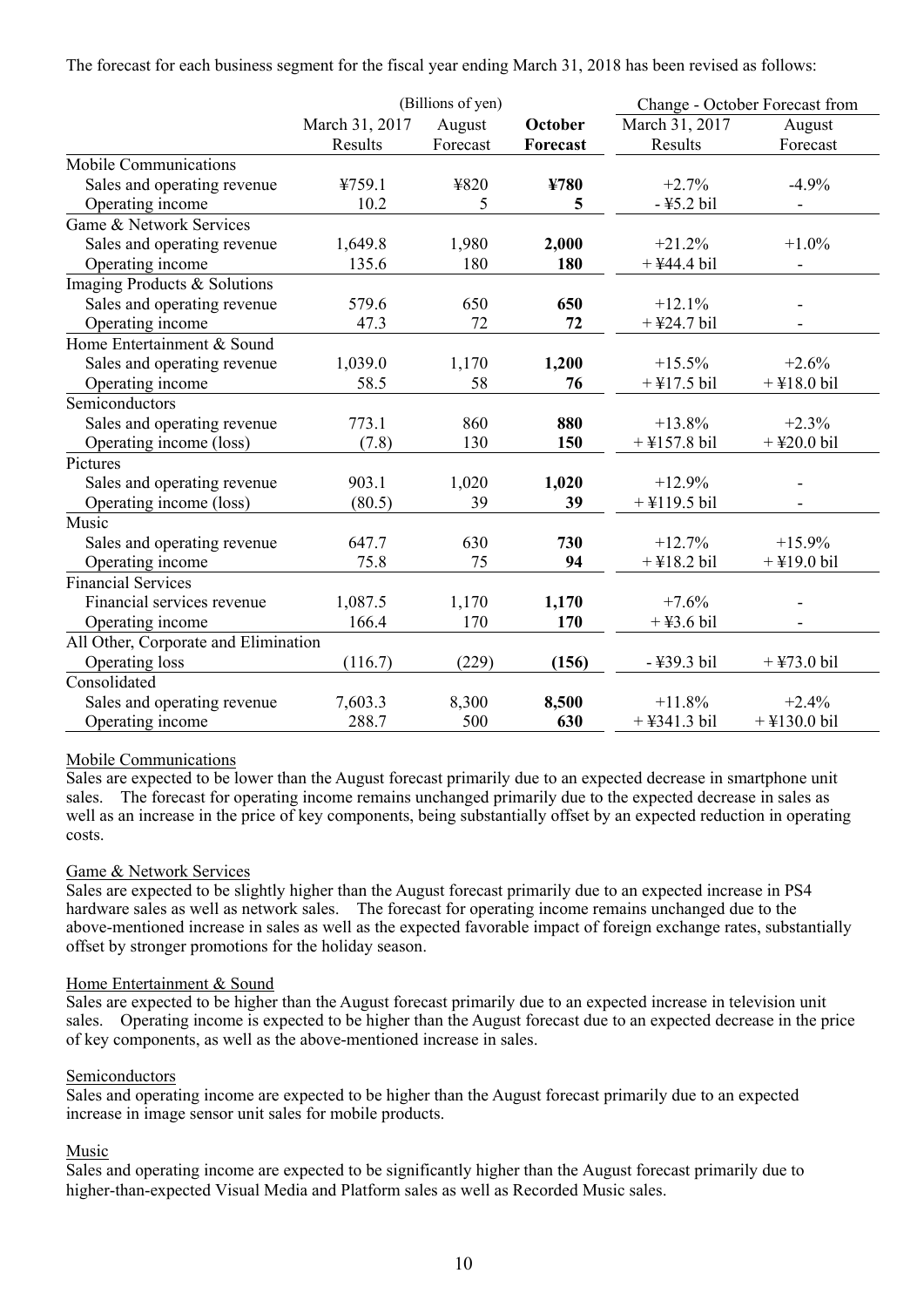The forecast for each business segment for the fiscal year ending March 31, 2018 has been revised as follows:

| | (Billions of yen) | | | Change - October Forecast from | |
|---|---|---|---|---|---|
| | March 31, 2017 Results | August Forecast | **October Forecast** | March 31, 2017 Results | August Forecast |
| Mobile Communications | | | | | |
| Sales and operating revenue | ¥759.1 | ¥820 | **¥780** | +2.7% | -4.9% |
| Operating income | 10.2 | 5 | **5** | - ¥5.2 bil | - |
| Game & Network Services | | | | | |
| Sales and operating revenue | 1,649.8 | 1,980 | **2,000** | +21.2% | +1.0% |
| Operating income | 135.6 | 180 | **180** | + ¥44.4 bil | - |
| Imaging Products & Solutions | | | | | |
| Sales and operating revenue | 579.6 | 650 | **650** | +12.1% | - |
| Operating income | 47.3 | 72 | **72** | + ¥24.7 bil | - |
| Home Entertainment & Sound | | | | | |
| Sales and operating revenue | 1,039.0 | 1,170 | **1,200** | +15.5% | +2.6% |
| Operating income | 58.5 | 58 | **76** | + ¥17.5 bil | + ¥18.0 bil |
| Semiconductors | | | | | |
| Sales and operating revenue | 773.1 | 860 | **880** | +13.8% | +2.3% |
| Operating income (loss) | (7.8) | 130 | **150** | + ¥157.8 bil | + ¥20.0 bil |
| Pictures | | | | | |
| Sales and operating revenue | 903.1 | 1,020 | **1,020** | +12.9% | - |
| Operating income (loss) | (80.5) | 39 | **39** | + ¥119.5 bil | - |
| Music | | | | | |
| Sales and operating revenue | 647.7 | 630 | **730** | +12.7% | +15.9% |
| Operating income | 75.8 | 75 | **94** | + ¥18.2 bil | + ¥19.0 bil |
| Financial Services | | | | | |
| Financial services revenue | 1,087.5 | 1,170 | **1,170** | +7.6% | - |
| Operating income | 166.4 | 170 | **170** | + ¥3.6 bil | - |
| All Other, Corporate and Elimination | | | | | |
| Operating loss | (116.7) | (229) | **(156)** | - ¥39.3 bil | + ¥73.0 bil |
| Consolidated | | | | | |
| Sales and operating revenue | 7,603.3 | 8,300 | **8,500** | +11.8% | +2.4% |
| Operating income | 288.7 | 500 | **630** | + ¥341.3 bil | + ¥130.0 bil |

Mobile Communications

Sales are expected to be lower than the August forecast primarily due to an expected decrease in smartphone unit sales. The forecast for operating income remains unchanged primarily due to the expected decrease in sales as well as an increase in the price of key components, being substantially offset by an expected reduction in operating costs.

Game & Network Services

Sales are expected to be slightly higher than the August forecast primarily due to an expected increase in PS4 hardware sales as well as network sales. The forecast for operating income remains unchanged due to the above-mentioned increase in sales as well as the expected favorable impact of foreign exchange rates, substantially offset by stronger promotions for the holiday season.

Home Entertainment & Sound

Sales are expected to be higher than the August forecast primarily due to an expected increase in television unit sales. Operating income is expected to be higher than the August forecast due to an expected decrease in the price of key components, as well as the above-mentioned increase in sales.

Semiconductors

Sales and operating income are expected to be higher than the August forecast primarily due to an expected increase in image sensor unit sales for mobile products.

Music

Sales and operating income are expected to be significantly higher than the August forecast primarily due to higher-than-expected Visual Media and Platform sales as well as Recorded Music sales.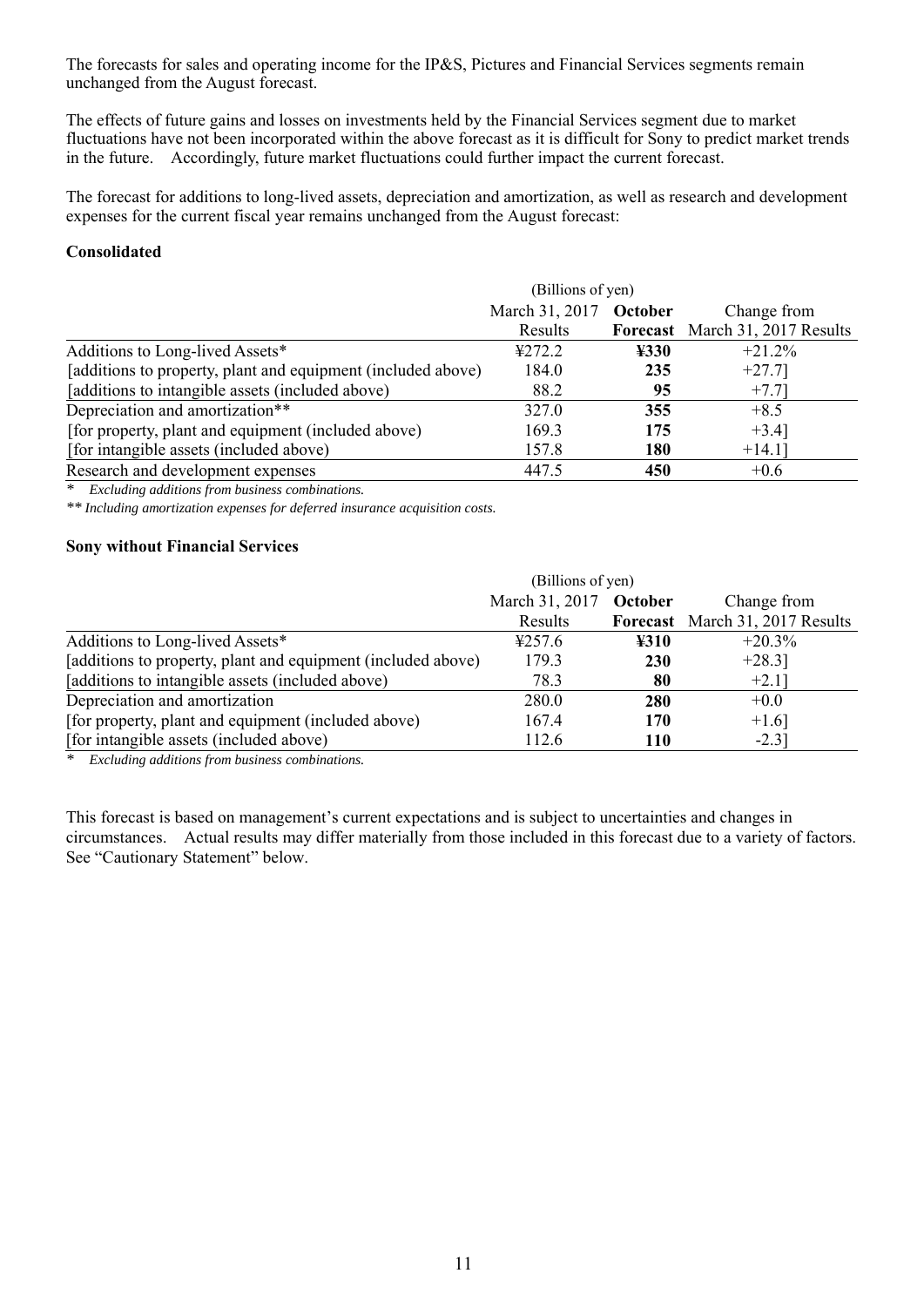The forecasts for sales and operating income for the IP&S, Pictures and Financial Services segments remain unchanged from the August forecast.

The effects of future gains and losses on investments held by the Financial Services segment due to market fluctuations have not been incorporated within the above forecast as it is difficult for Sony to predict market trends in the future. Accordingly, future market fluctuations could further impact the current forecast.

The forecast for additions to long-lived assets, depreciation and amortization, as well as research and development expenses for the current fiscal year remains unchanged from the August forecast:

**Consolidated**

| | (Billions of yen) | | |
|---|---|---|---|
| | March 31, 2017 Results | **October Forecast** | Change from March 31, 2017 Results |
| Additions to Long-lived Assets* | ¥272.2 | **¥330** | +21.2% |
| [additions to property, plant and equipment (included above) | 184.0 | **235** | +27.7] |
| [additions to intangible assets (included above) | 88.2 | **95** | +7.7] |
| Depreciation and amortization** | 327.0 | **355** | +8.5 |
| [for property, plant and equipment (included above) | 169.3 | **175** | +3.4] |
| [for intangible assets (included above) | 157.8 | **180** | +14.1] |
| Research and development expenses | 447.5 | **450** | +0.6 |

\* *Excluding additions from business combinations.*

\*\* *Including amortization expenses for deferred insurance acquisition costs.*

**Sony without Financial Services**

| | (Billions of yen) | | |
|---|---|---|---|
| | March 31, 2017 Results | **October Forecast** | Change from March 31, 2017 Results |
| Additions to Long-lived Assets* | ¥257.6 | **¥310** | +20.3% |
| [additions to property, plant and equipment (included above) | 179.3 | **230** | +28.3] |
| [additions to intangible assets (included above) | 78.3 | **80** | +2.1] |
| Depreciation and amortization | 280.0 | **280** | +0.0 |
| [for property, plant and equipment (included above) | 167.4 | **170** | +1.6] |
| [for intangible assets (included above) | 112.6 | **110** | -2.3] |

\* *Excluding additions from business combinations.*

This forecast is based on management's current expectations and is subject to uncertainties and changes in circumstances. Actual results may differ materially from those included in this forecast due to a variety of factors. See "Cautionary Statement" below.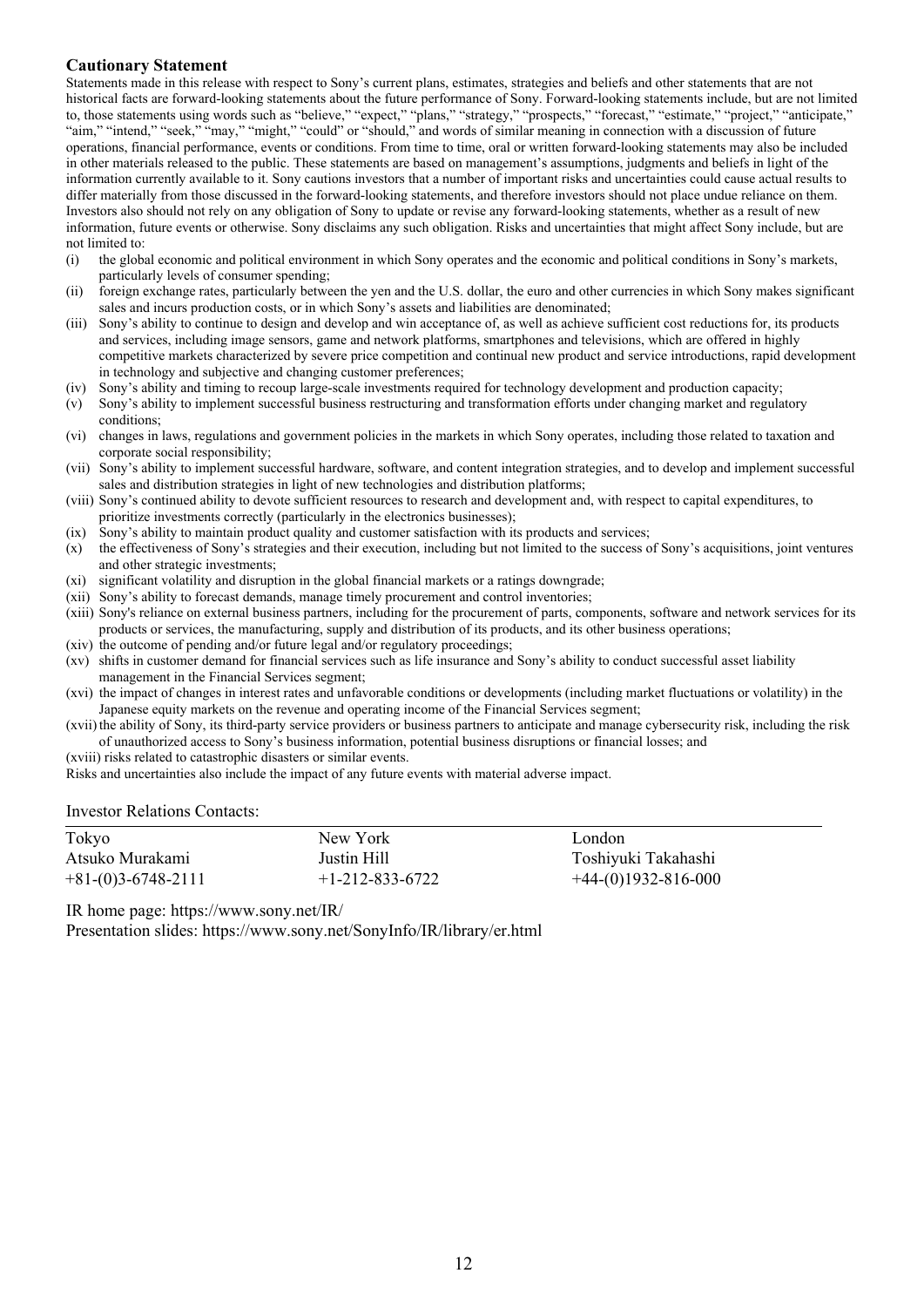### Cautionary Statement

Statements made in this release with respect to Sony's current plans, estimates, strategies and beliefs and other statements that are not historical facts are forward-looking statements about the future performance of Sony. Forward-looking statements include, but are not limited to, those statements using words such as "believe," "expect," "plans," "strategy," "prospects," "forecast," "estimate," "project," "anticipate," "aim," "intend," "seek," "may," "might," "could" or "should," and words of similar meaning in connection with a discussion of future operations, financial performance, events or conditions. From time to time, oral or written forward-looking statements may also be included in other materials released to the public. These statements are based on management's assumptions, judgments and beliefs in light of the information currently available to it. Sony cautions investors that a number of important risks and uncertainties could cause actual results to differ materially from those discussed in the forward-looking statements, and therefore investors should not place undue reliance on them. Investors also should not rely on any obligation of Sony to update or revise any forward-looking statements, whether as a result of new information, future events or otherwise. Sony disclaims any such obligation. Risks and uncertainties that might affect Sony include, but are not limited to:

(i) the global economic and political environment in which Sony operates and the economic and political conditions in Sony's markets, particularly levels of consumer spending;
(ii) foreign exchange rates, particularly between the yen and the U.S. dollar, the euro and other currencies in which Sony makes significant sales and incurs production costs, or in which Sony's assets and liabilities are denominated;
(iii) Sony's ability to continue to design and develop and win acceptance of, as well as achieve sufficient cost reductions for, its products and services, including image sensors, game and network platforms, smartphones and televisions, which are offered in highly competitive markets characterized by severe price competition and continual new product and service introductions, rapid development in technology and subjective and changing customer preferences;
(iv) Sony's ability and timing to recoup large-scale investments required for technology development and production capacity;
(v) Sony's ability to implement successful business restructuring and transformation efforts under changing market and regulatory conditions;
(vi) changes in laws, regulations and government policies in the markets in which Sony operates, including those related to taxation and corporate social responsibility;
(vii) Sony's ability to implement successful hardware, software, and content integration strategies, and to develop and implement successful sales and distribution strategies in light of new technologies and distribution platforms;
(viii) Sony's continued ability to devote sufficient resources to research and development and, with respect to capital expenditures, to prioritize investments correctly (particularly in the electronics businesses);
(ix) Sony's ability to maintain product quality and customer satisfaction with its products and services;
(x) the effectiveness of Sony's strategies and their execution, including but not limited to the success of Sony's acquisitions, joint ventures and other strategic investments;
(xi) significant volatility and disruption in the global financial markets or a ratings downgrade;
(xii) Sony's ability to forecast demands, manage timely procurement and control inventories;
(xiii) Sony's reliance on external business partners, including for the procurement of parts, components, software and network services for its products or services, the manufacturing, supply and distribution of its products, and its other business operations;
(xiv) the outcome of pending and/or future legal and/or regulatory proceedings;
(xv) shifts in customer demand for financial services such as life insurance and Sony's ability to conduct successful asset liability management in the Financial Services segment;
(xvi) the impact of changes in interest rates and unfavorable conditions or developments (including market fluctuations or volatility) in the Japanese equity markets on the revenue and operating income of the Financial Services segment;
(xvii) the ability of Sony, its third-party service providers or business partners to anticipate and manage cybersecurity risk, including the risk of unauthorized access to Sony's business information, potential business disruptions or financial losses; and
(xviii) risks related to catastrophic disasters or similar events.

Risks and uncertainties also include the impact of any future events with material adverse impact.

Investor Relations Contacts:

| Tokyo | New York | London |
|---|---|---|
| Atsuko Murakami | Justin Hill | Toshiyuki Takahashi |
| +81-(0)3-6748-2111 | +1-212-833-6722 | +44-(0)1932-816-000 |

IR home page: https://www.sony.net/IR/

Presentation slides: https://www.sony.net/SonyInfo/IR/library/er.html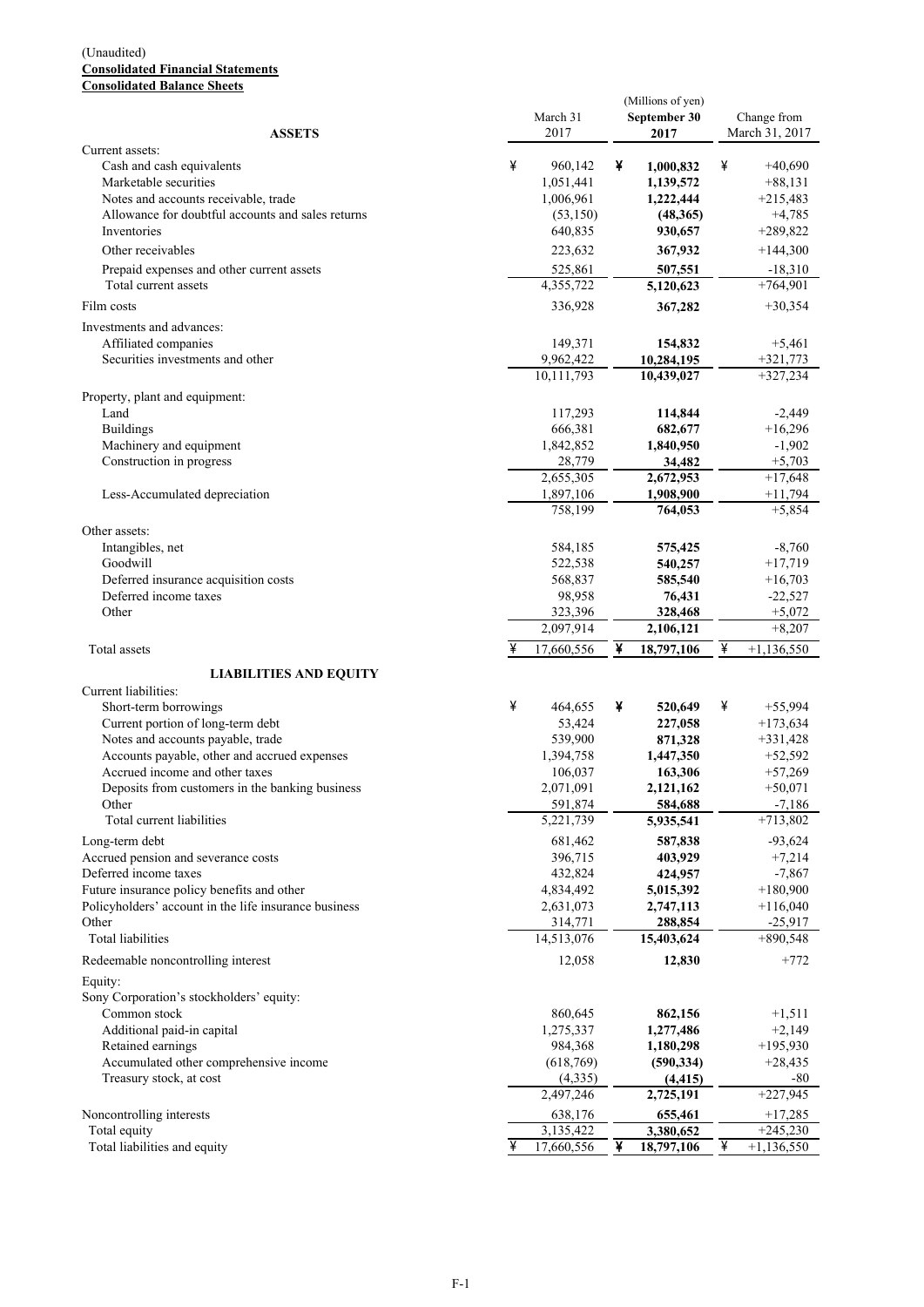(Unaudited)

**Consolidated Financial Statements**

**Consolidated Balance Sheets**

(Millions of yen)

| ASSETS | March 31 2017 | September 30 2017 | Change from March 31, 2017 |
|---|---|---|---|
| Current assets: | | | |
| Cash and cash equivalents | ¥ 960,142 | ¥ **1,000,832** | ¥ +40,690 |
| Marketable securities | 1,051,441 | **1,139,572** | +88,131 |
| Notes and accounts receivable, trade | 1,006,961 | **1,222,444** | +215,483 |
| Allowance for doubtful accounts and sales returns | (53,150) | **(48,365)** | +4,785 |
| Inventories | 640,835 | **930,657** | +289,822 |
| Other receivables | 223,632 | **367,932** | +144,300 |
| Prepaid expenses and other current assets | 525,861 | **507,551** | -18,310 |
| Total current assets | 4,355,722 | **5,120,623** | +764,901 |
| Film costs | 336,928 | **367,282** | +30,354 |
| Investments and advances: | | | |
| Affiliated companies | 149,371 | **154,832** | +5,461 |
| Securities investments and other | 9,962,422 | **10,284,195** | +321,773 |
| | 10,111,793 | **10,439,027** | +327,234 |
| Property, plant and equipment: | | | |
| Land | 117,293 | **114,844** | -2,449 |
| Buildings | 666,381 | **682,677** | +16,296 |
| Machinery and equipment | 1,842,852 | **1,840,950** | -1,902 |
| Construction in progress | 28,779 | **34,482** | +5,703 |
| | 2,655,305 | **2,672,953** | +17,648 |
| Less-Accumulated depreciation | 1,897,106 | **1,908,900** | +11,794 |
| | 758,199 | **764,053** | +5,854 |
| Other assets: | | | |
| Intangibles, net | 584,185 | **575,425** | -8,760 |
| Goodwill | 522,538 | **540,257** | +17,719 |
| Deferred insurance acquisition costs | 568,837 | **585,540** | +16,703 |
| Deferred income taxes | 98,958 | **76,431** | -22,527 |
| Other | 323,396 | **328,468** | +5,072 |
| | 2,097,914 | **2,106,121** | +8,207 |
| Total assets | ¥ 17,660,556 | ¥ **18,797,106** | ¥ +1,136,550 |

| LIABILITIES AND EQUITY | March 31 2017 | September 30 2017 | Change from March 31, 2017 |
|---|---|---|---|
| Current liabilities: | | | |
| Short-term borrowings | ¥ 464,655 | ¥ **520,649** | ¥ +55,994 |
| Current portion of long-term debt | 53,424 | **227,058** | +173,634 |
| Notes and accounts payable, trade | 539,900 | **871,328** | +331,428 |
| Accounts payable, other and accrued expenses | 1,394,758 | **1,447,350** | +52,592 |
| Accrued income and other taxes | 106,037 | **163,306** | +57,269 |
| Deposits from customers in the banking business | 2,071,091 | **2,121,162** | +50,071 |
| Other | 591,874 | **584,688** | -7,186 |
| Total current liabilities | 5,221,739 | **5,935,541** | +713,802 |
| Long-term debt | 681,462 | **587,838** | -93,624 |
| Accrued pension and severance costs | 396,715 | **403,929** | +7,214 |
| Deferred income taxes | 432,824 | **424,957** | -7,867 |
| Future insurance policy benefits and other | 4,834,492 | **5,015,392** | +180,900 |
| Policyholders' account in the life insurance business | 2,631,073 | **2,747,113** | +116,040 |
| Other | 314,771 | **288,854** | -25,917 |
| Total liabilities | 14,513,076 | **15,403,624** | +890,548 |
| Redeemable noncontrolling interest | 12,058 | **12,830** | +772 |
| Equity: | | | |
| Sony Corporation's stockholders' equity: | | | |
| Common stock | 860,645 | **862,156** | +1,511 |
| Additional paid-in capital | 1,275,337 | **1,277,486** | +2,149 |
| Retained earnings | 984,368 | **1,180,298** | +195,930 |
| Accumulated other comprehensive income | (618,769) | **(590,334)** | +28,435 |
| Treasury stock, at cost | (4,335) | **(4,415)** | -80 |
| | 2,497,246 | **2,725,191** | +227,945 |
| Noncontrolling interests | 638,176 | **655,461** | +17,285 |
| Total equity | 3,135,422 | **3,380,652** | +245,230 |
| Total liabilities and equity | ¥ 17,660,556 | ¥ **18,797,106** | ¥ +1,136,550 |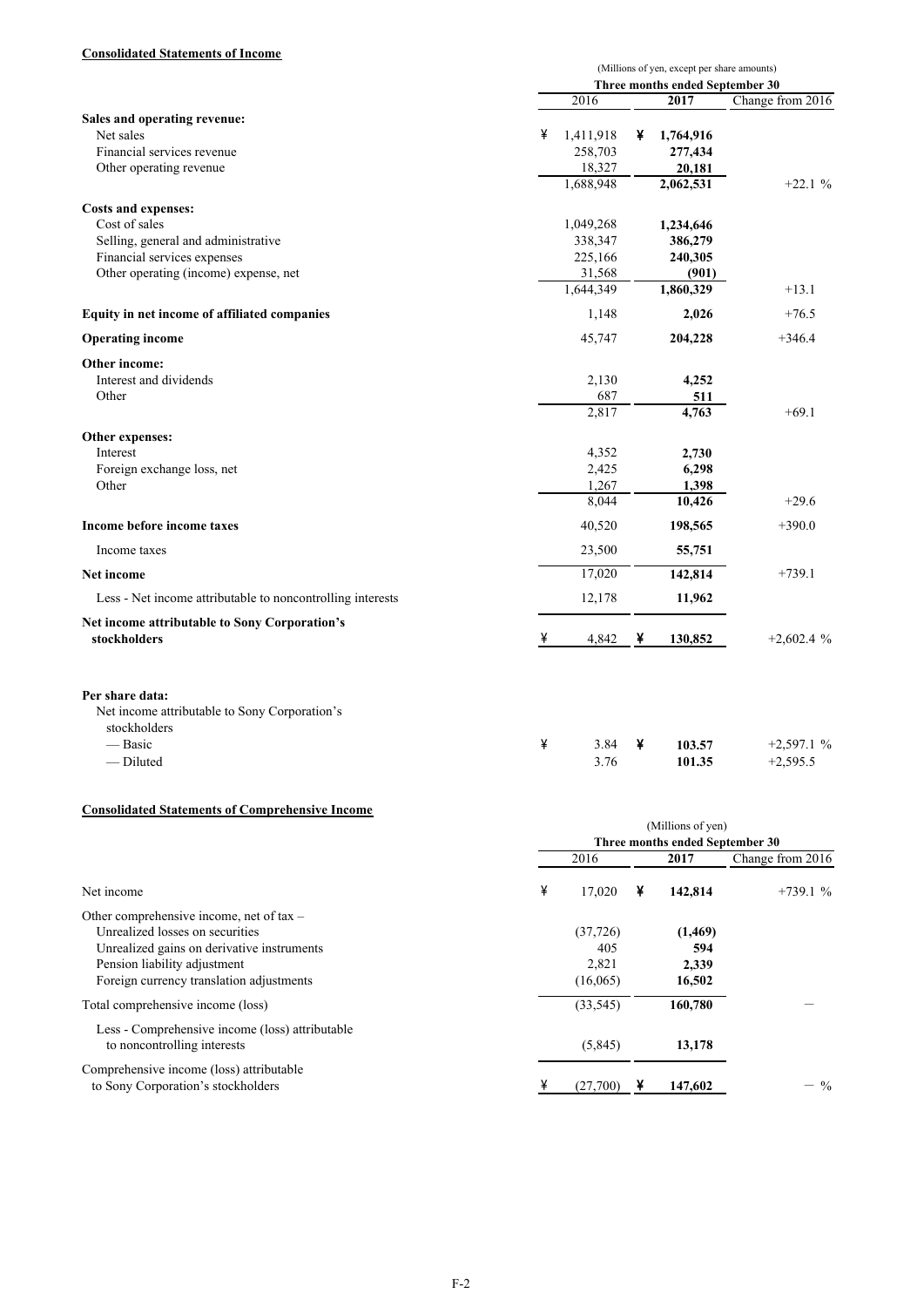**Consolidated Statements of Income**

(Millions of yen, except per share amounts)

| | Three months ended September 30 | | |
|---|---|---|---|
| | 2016 | 2017 | Change from 2016 |
| **Sales and operating revenue:** | | | |
| Net sales | ¥ 1,411,918 | ¥ **1,764,916** | |
| Financial services revenue | 258,703 | **277,434** | |
| Other operating revenue | 18,327 | **20,181** | |
| | 1,688,948 | **2,062,531** | +22.1 % |
| **Costs and expenses:** | | | |
| Cost of sales | 1,049,268 | **1,234,646** | |
| Selling, general and administrative | 338,347 | **386,279** | |
| Financial services expenses | 225,166 | **240,305** | |
| Other operating (income) expense, net | 31,568 | **(901)** | |
| | 1,644,349 | **1,860,329** | +13.1 |
| **Equity in net income of affiliated companies** | 1,148 | **2,026** | +76.5 |
| **Operating income** | 45,747 | **204,228** | +346.4 |
| **Other income:** | | | |
| Interest and dividends | 2,130 | **4,252** | |
| Other | 687 | **511** | |
| | 2,817 | **4,763** | +69.1 |
| **Other expenses:** | | | |
| Interest | 4,352 | **2,730** | |
| Foreign exchange loss, net | 2,425 | **6,298** | |
| Other | 1,267 | **1,398** | |
| | 8,044 | **10,426** | +29.6 |
| **Income before income taxes** | 40,520 | **198,565** | +390.0 |
| Income taxes | 23,500 | **55,751** | |
| **Net income** | 17,020 | **142,814** | +739.1 |
| Less - Net income attributable to noncontrolling interests | 12,178 | **11,962** | |
| **Net income attributable to Sony Corporation's stockholders** | ¥ 4,842 | ¥ **130,852** | +2,602.4 % |
| **Per share data:** | | | |
| Net income attributable to Sony Corporation's stockholders | | | |
| — Basic | ¥ 3.84 | ¥ **103.57** | +2,597.1 % |
| — Diluted | 3.76 | **101.35** | +2,595.5 |

**Consolidated Statements of Comprehensive Income**

(Millions of yen)

| | Three months ended September 30 | | |
|---|---|---|---|
| | 2016 | 2017 | Change from 2016 |
| Net income | ¥ 17,020 | ¥ **142,814** | +739.1 % |
| Other comprehensive income, net of tax – | | | |
| Unrealized losses on securities | (37,726) | **(1,469)** | |
| Unrealized gains on derivative instruments | 405 | **594** | |
| Pension liability adjustment | 2,821 | **2,339** | |
| Foreign currency translation adjustments | (16,065) | **16,502** | |
| Total comprehensive income (loss) | (33,545) | **160,780** | — |
| Less - Comprehensive income (loss) attributable to noncontrolling interests | (5,845) | **13,178** | |
| Comprehensive income (loss) attributable to Sony Corporation's stockholders | ¥ (27,700) | ¥ **147,602** | — % |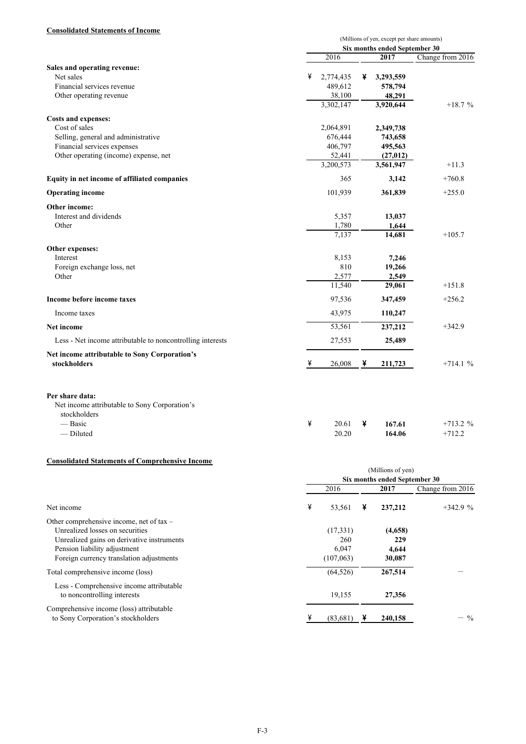**Consolidated Statements of Income**

| | (Millions of yen, except per share amounts) | | |
|---|---|---|---|
| | Six months ended September 30 | | |
| | 2016 | **2017** | Change from 2016 |
| **Sales and operating revenue:** | | | |
| Net sales | ¥ 2,774,435 | ¥ **3,293,559** | |
| Financial services revenue | 489,612 | **578,794** | |
| Other operating revenue | 38,100 | **48,291** | |
| | 3,302,147 | **3,920,644** | +18.7 % |
| **Costs and expenses:** | | | |
| Cost of sales | 2,064,891 | **2,349,738** | |
| Selling, general and administrative | 676,444 | **743,658** | |
| Financial services expenses | 406,797 | **495,563** | |
| Other operating (income) expense, net | 52,441 | **(27,012)** | |
| | 3,200,573 | **3,561,947** | +11.3 |
| **Equity in net income of affiliated companies** | 365 | **3,142** | +760.8 |
| **Operating income** | 101,939 | **361,839** | +255.0 |
| **Other income:** | | | |
| Interest and dividends | 5,357 | **13,037** | |
| Other | 1,780 | **1,644** | |
| | 7,137 | **14,681** | +105.7 |
| **Other expenses:** | | | |
| Interest | 8,153 | **7,246** | |
| Foreign exchange loss, net | 810 | **19,266** | |
| Other | 2,577 | **2,549** | |
| | 11,540 | **29,061** | +151.8 |
| **Income before income taxes** | 97,536 | **347,459** | +256.2 |
| Income taxes | 43,975 | **110,247** | |
| **Net income** | 53,561 | **237,212** | +342.9 |
| Less - Net income attributable to noncontrolling interests | 27,553 | **25,489** | |
| **Net income attributable to Sony Corporation's stockholders** | ¥ 26,008 | ¥ **211,723** | +714.1 % |
| | | | |
| **Per share data:** | | | |
| Net income attributable to Sony Corporation's stockholders | | | |
| — Basic | ¥ 20.61 | ¥ **167.61** | +713.2 % |
| — Diluted | 20.20 | **164.06** | +712.2 |

**Consolidated Statements of Comprehensive Income**

| | (Millions of yen) | | |
|---|---|---|---|
| | Six months ended September 30 | | |
| | 2016 | **2017** | Change from 2016 |
| Net income | ¥ 53,561 | ¥ **237,212** | +342.9 % |
| Other comprehensive income, net of tax – | | | |
| Unrealized losses on securities | (17,331) | **(4,658)** | |
| Unrealized gains on derivative instruments | 260 | **229** | |
| Pension liability adjustment | 6,047 | **4,644** | |
| Foreign currency translation adjustments | (107,063) | **30,087** | |
| Total comprehensive income (loss) | (64,526) | **267,514** | — |
| Less - Comprehensive income attributable to noncontrolling interests | 19,155 | **27,356** | |
| Comprehensive income (loss) attributable to Sony Corporation's stockholders | ¥ (83,681) | ¥ **240,158** | — % |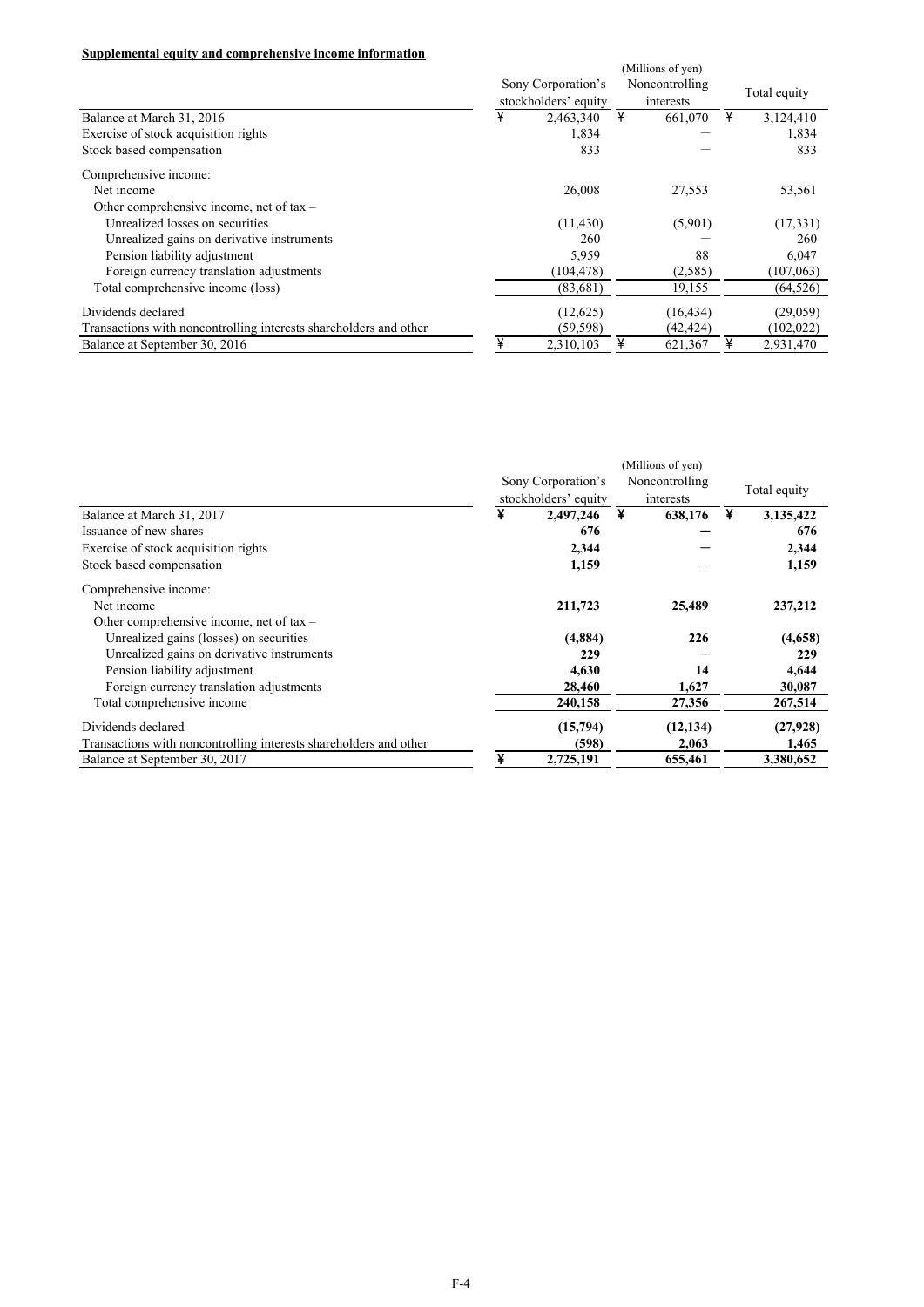**Supplemental equity and comprehensive income information**

| | (Millions of yen) | | |
|---|---|---|---|
| | Sony Corporation's stockholders' equity | Noncontrolling interests | Total equity |
| Balance at March 31, 2016 | ¥ 2,463,340 | ¥ 661,070 | ¥ 3,124,410 |
| Exercise of stock acquisition rights | 1,834 | — | 1,834 |
| Stock based compensation | 833 | — | 833 |
| Comprehensive income: | | | |
| Net income | 26,008 | 27,553 | 53,561 |
| Other comprehensive income, net of tax – | | | |
| Unrealized losses on securities | (11,430) | (5,901) | (17,331) |
| Unrealized gains on derivative instruments | 260 | — | 260 |
| Pension liability adjustment | 5,959 | 88 | 6,047 |
| Foreign currency translation adjustments | (104,478) | (2,585) | (107,063) |
| Total comprehensive income (loss) | (83,681) | 19,155 | (64,526) |
| Dividends declared | (12,625) | (16,434) | (29,059) |
| Transactions with noncontrolling interests shareholders and other | (59,598) | (42,424) | (102,022) |
| Balance at September 30, 2016 | ¥ 2,310,103 | ¥ 621,367 | ¥ 2,931,470 |

| | (Millions of yen) | | |
|---|---|---|---|
| | Sony Corporation's stockholders' equity | Noncontrolling interests | Total equity |
| Balance at March 31, 2017 | **¥ 2,497,246** | **¥ 638,176** | **¥ 3,135,422** |
| Issuance of new shares | **676** | **—** | **676** |
| Exercise of stock acquisition rights | **2,344** | **—** | **2,344** |
| Stock based compensation | **1,159** | **—** | **1,159** |
| Comprehensive income: | | | |
| Net income | **211,723** | **25,489** | **237,212** |
| Other comprehensive income, net of tax – | | | |
| Unrealized gains (losses) on securities | **(4,884)** | **226** | **(4,658)** |
| Unrealized gains on derivative instruments | **229** | **—** | **229** |
| Pension liability adjustment | **4,630** | **14** | **4,644** |
| Foreign currency translation adjustments | **28,460** | **1,627** | **30,087** |
| Total comprehensive income | **240,158** | **27,356** | **267,514** |
| Dividends declared | **(15,794)** | **(12,134)** | **(27,928)** |
| Transactions with noncontrolling interests shareholders and other | **(598)** | **2,063** | **1,465** |
| Balance at September 30, 2017 | **¥ 2,725,191** | **655,461** | **3,380,652** |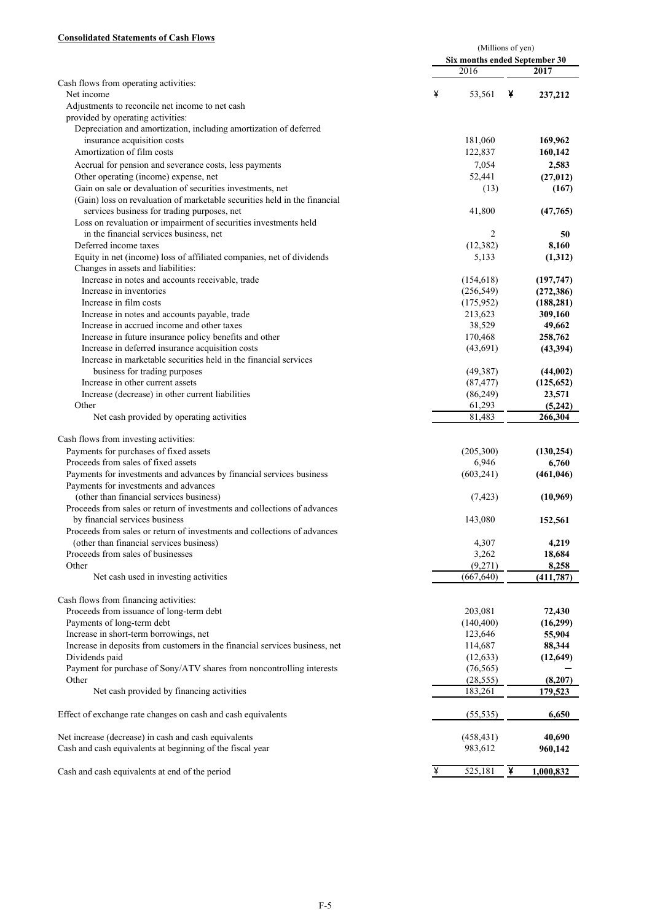**Consolidated Statements of Cash Flows**

| | (Millions of yen) | |
|---|---|---|
| | Six months ended September 30 | |
| | 2016 | 2017 |
| Cash flows from operating activities: | | |
| Net income | ¥ 53,561 | ¥ **237,212** |
| Adjustments to reconcile net income to net cash provided by operating activities: | | |
| Depreciation and amortization, including amortization of deferred insurance acquisition costs | 181,060 | **169,962** |
| Amortization of film costs | 122,837 | **160,142** |
| Accrual for pension and severance costs, less payments | 7,054 | **2,583** |
| Other operating (income) expense, net | 52,441 | **(27,012)** |
| Gain on sale or devaluation of securities investments, net | (13) | **(167)** |
| (Gain) loss on revaluation of marketable securities held in the financial services business for trading purposes, net | 41,800 | **(47,765)** |
| Loss on revaluation or impairment of securities investments held in the financial services business, net | 2 | **50** |
| Deferred income taxes | (12,382) | **8,160** |
| Equity in net (income) loss of affiliated companies, net of dividends | 5,133 | **(1,312)** |
| Changes in assets and liabilities: | | |
| Increase in notes and accounts receivable, trade | (154,618) | **(197,747)** |
| Increase in inventories | (256,549) | **(272,386)** |
| Increase in film costs | (175,952) | **(188,281)** |
| Increase in notes and accounts payable, trade | 213,623 | **309,160** |
| Increase in accrued income and other taxes | 38,529 | **49,662** |
| Increase in future insurance policy benefits and other | 170,468 | **258,762** |
| Increase in deferred insurance acquisition costs | (43,691) | **(43,394)** |
| Increase in marketable securities held in the financial services business for trading purposes | (49,387) | **(44,002)** |
| Increase in other current assets | (87,477) | **(125,652)** |
| Increase (decrease) in other current liabilities | (86,249) | **23,571** |
| Other | 61,293 | **(5,242)** |
| Net cash provided by operating activities | 81,483 | **266,304** |
| | | |
| Cash flows from investing activities: | | |
| Payments for purchases of fixed assets | (205,300) | **(130,254)** |
| Proceeds from sales of fixed assets | 6,946 | **6,760** |
| Payments for investments and advances by financial services business | (603,241) | **(461,046)** |
| Payments for investments and advances (other than financial services business) | (7,423) | **(10,969)** |
| Proceeds from sales or return of investments and collections of advances by financial services business | 143,080 | **152,561** |
| Proceeds from sales or return of investments and collections of advances (other than financial services business) | 4,307 | **4,219** |
| Proceeds from sales of businesses | 3,262 | **18,684** |
| Other | (9,271) | **8,258** |
| Net cash used in investing activities | (667,640) | **(411,787)** |
| | | |
| Cash flows from financing activities: | | |
| Proceeds from issuance of long-term debt | 203,081 | **72,430** |
| Payments of long-term debt | (140,400) | **(16,299)** |
| Increase in short-term borrowings, net | 123,646 | **55,904** |
| Increase in deposits from customers in the financial services business, net | 114,687 | **88,344** |
| Dividends paid | (12,633) | **(12,649)** |
| Payment for purchase of Sony/ATV shares from noncontrolling interests | (76,565) | **—** |
| Other | (28,555) | **(8,207)** |
| Net cash provided by financing activities | 183,261 | **179,523** |
| | | |
| Effect of exchange rate changes on cash and cash equivalents | (55,535) | **6,650** |
| | | |
| Net increase (decrease) in cash and cash equivalents | (458,431) | **40,690** |
| Cash and cash equivalents at beginning of the fiscal year | 983,612 | **960,142** |
| | | |
| Cash and cash equivalents at end of the period | ¥ 525,181 | ¥ **1,000,832** |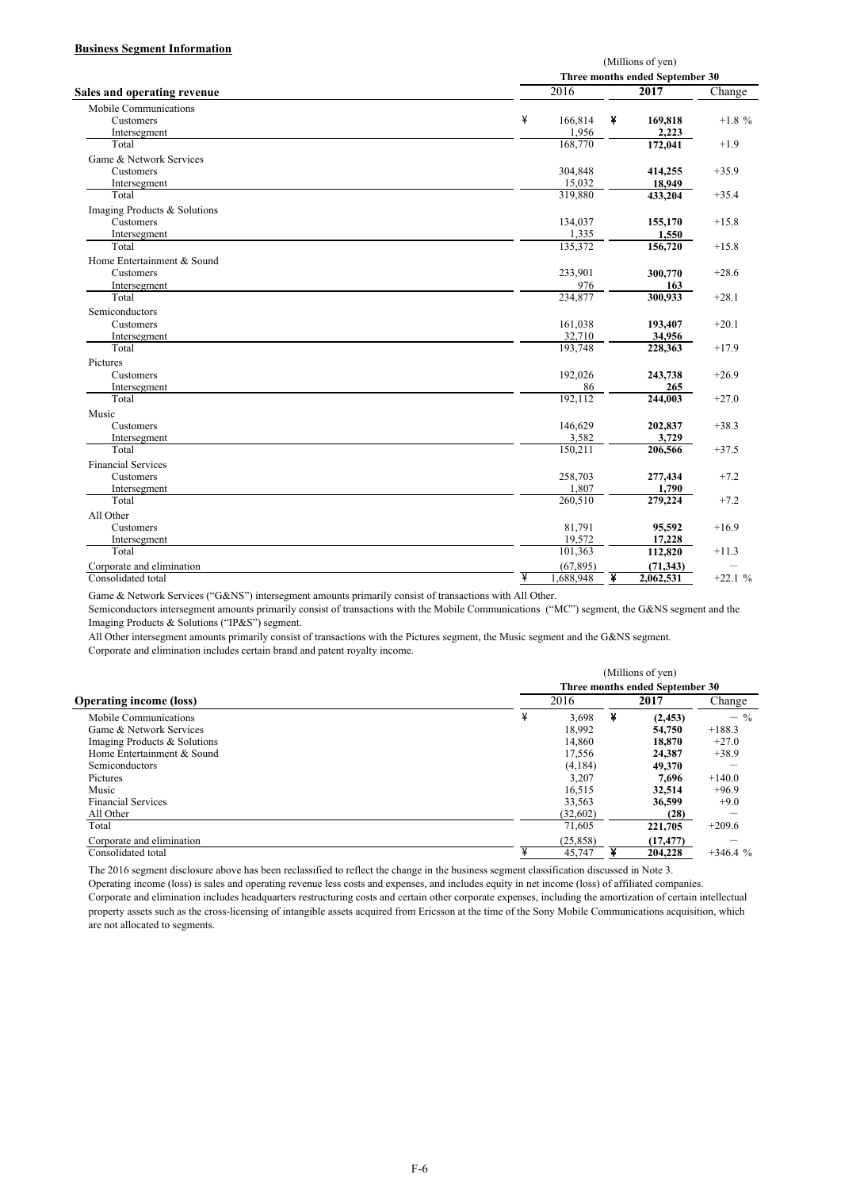**Business Segment Information**

| Sales and operating revenue | (Millions of yen) | | |
|---|---|---|---|
| | Three months ended September 30 | | |
| | 2016 | 2017 | Change |
| Mobile Communications | | | |
| Customers | ¥ 166,814 | ¥ **169,818** | +1.8 % |
| Intersegment | 1,956 | **2,223** | |
| Total | 168,770 | **172,041** | +1.9 |
| Game & Network Services | | | |
| Customers | 304,848 | **414,255** | +35.9 |
| Intersegment | 15,032 | **18,949** | |
| Total | 319,880 | **433,204** | +35.4 |
| Imaging Products & Solutions | | | |
| Customers | 134,037 | **155,170** | +15.8 |
| Intersegment | 1,335 | **1,550** | |
| Total | 135,372 | **156,720** | +15.8 |
| Home Entertainment & Sound | | | |
| Customers | 233,901 | **300,770** | +28.6 |
| Intersegment | 976 | **163** | |
| Total | 234,877 | **300,933** | +28.1 |
| Semiconductors | | | |
| Customers | 161,038 | **193,407** | +20.1 |
| Intersegment | 32,710 | **34,956** | |
| Total | 193,748 | **228,363** | +17.9 |
| Pictures | | | |
| Customers | 192,026 | **243,738** | +26.9 |
| Intersegment | 86 | **265** | |
| Total | 192,112 | **244,003** | +27.0 |
| Music | | | |
| Customers | 146,629 | **202,837** | +38.3 |
| Intersegment | 3,582 | **3,729** | |
| Total | 150,211 | **206,566** | +37.5 |
| Financial Services | | | |
| Customers | 258,703 | **277,434** | +7.2 |
| Intersegment | 1,807 | **1,790** | |
| Total | 260,510 | **279,224** | +7.2 |
| All Other | | | |
| Customers | 81,791 | **95,592** | +16.9 |
| Intersegment | 19,572 | **17,228** | |
| Total | 101,363 | **112,820** | +11.3 |
| Corporate and elimination | (67,895) | **(71,343)** | — |
| Consolidated total | ¥ 1,688,948 | ¥ **2,062,531** | +22.1 % |

Game & Network Services ("G&NS") intersegment amounts primarily consist of transactions with All Other.
Semiconductors intersegment amounts primarily consist of transactions with the Mobile Communications ("MC") segment, the G&NS segment and the Imaging Products & Solutions ("IP&S") segment.
All Other intersegment amounts primarily consist of transactions with the Pictures segment, the Music segment and the G&NS segment.
Corporate and elimination includes certain brand and patent royalty income.

| Operating income (loss) | (Millions of yen) | | |
|---|---|---|---|
| | Three months ended September 30 | | |
| | 2016 | 2017 | Change |
| Mobile Communications | ¥ 3,698 | ¥ **(2,453)** | — % |
| Game & Network Services | 18,992 | **54,750** | +188.3 |
| Imaging Products & Solutions | 14,860 | **18,870** | +27.0 |
| Home Entertainment & Sound | 17,556 | **24,387** | +38.9 |
| Semiconductors | (4,184) | **49,370** | — |
| Pictures | 3,207 | **7,696** | +140.0 |
| Music | 16,515 | **32,514** | +96.9 |
| Financial Services | 33,563 | **36,599** | +9.0 |
| All Other | (32,602) | **(28)** | — |
| Total | 71,605 | **221,705** | +209.6 |
| Corporate and elimination | (25,858) | **(17,477)** | — |
| Consolidated total | ¥ 45,747 | ¥ **204,228** | +346.4 % |

The 2016 segment disclosure above has been reclassified to reflect the change in the business segment classification discussed in Note 3.
Operating income (loss) is sales and operating revenue less costs and expenses, and includes equity in net income (loss) of affiliated companies.
Corporate and elimination includes headquarters restructuring costs and certain other corporate expenses, including the amortization of certain intellectual property assets such as the cross-licensing of intangible assets acquired from Ericsson at the time of the Sony Mobile Communications acquisition, which are not allocated to segments.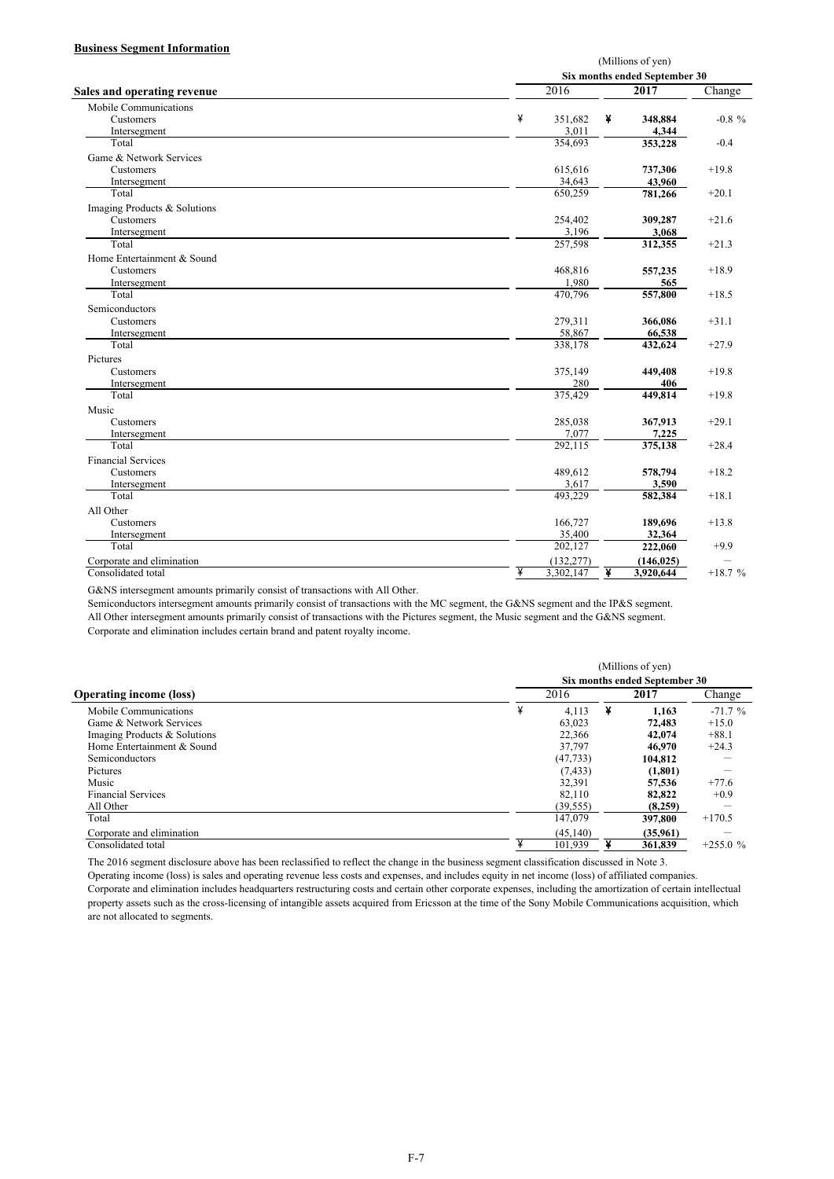**Business Segment Information**

| Sales and operating revenue | (Millions of yen) Six months ended September 30 | | |
|---|---|---|---|
| | 2016 | **2017** | Change |
| Mobile Communications | | | |
| Customers | ¥ 351,682 | ¥ **348,884** | -0.8 % |
| Intersegment | 3,011 | **4,344** | |
| Total | 354,693 | **353,228** | -0.4 |
| Game & Network Services | | | |
| Customers | 615,616 | **737,306** | +19.8 |
| Intersegment | 34,643 | **43,960** | |
| Total | 650,259 | **781,266** | +20.1 |
| Imaging Products & Solutions | | | |
| Customers | 254,402 | **309,287** | +21.6 |
| Intersegment | 3,196 | **3,068** | |
| Total | 257,598 | **312,355** | +21.3 |
| Home Entertainment & Sound | | | |
| Customers | 468,816 | **557,235** | +18.9 |
| Intersegment | 1,980 | **565** | |
| Total | 470,796 | **557,800** | +18.5 |
| Semiconductors | | | |
| Customers | 279,311 | **366,086** | +31.1 |
| Intersegment | 58,867 | **66,538** | |
| Total | 338,178 | **432,624** | +27.9 |
| Pictures | | | |
| Customers | 375,149 | **449,408** | +19.8 |
| Intersegment | 280 | **406** | |
| Total | 375,429 | **449,814** | +19.8 |
| Music | | | |
| Customers | 285,038 | **367,913** | +29.1 |
| Intersegment | 7,077 | **7,225** | |
| Total | 292,115 | **375,138** | +28.4 |
| Financial Services | | | |
| Customers | 489,612 | **578,794** | +18.2 |
| Intersegment | 3,617 | **3,590** | |
| Total | 493,229 | **582,384** | +18.1 |
| All Other | | | |
| Customers | 166,727 | **189,696** | +13.8 |
| Intersegment | 35,400 | **32,364** | |
| Total | 202,127 | **222,060** | +9.9 |
| Corporate and elimination | (132,277) | **(146,025)** | — |
| Consolidated total | ¥ 3,302,147 | ¥ **3,920,644** | +18.7 % |

G&NS intersegment amounts primarily consist of transactions with All Other.

Semiconductors intersegment amounts primarily consist of transactions with the MC segment, the G&NS segment and the IP&S segment.

All Other intersegment amounts primarily consist of transactions with the Pictures segment, the Music segment and the G&NS segment.

Corporate and elimination includes certain brand and patent royalty income.

| Operating income (loss) | (Millions of yen) Six months ended September 30 | | |
|---|---|---|---|
| | 2016 | **2017** | Change |
| Mobile Communications | ¥ 4,113 | ¥ **1,163** | -71.7 % |
| Game & Network Services | 63,023 | **72,483** | +15.0 |
| Imaging Products & Solutions | 22,366 | **42,074** | +88.1 |
| Home Entertainment & Sound | 37,797 | **46,970** | +24.3 |
| Semiconductors | (47,733) | **104,812** | — |
| Pictures | (7,433) | **(1,801)** | — |
| Music | 32,391 | **57,536** | +77.6 |
| Financial Services | 82,110 | **82,822** | +0.9 |
| All Other | (39,555) | **(8,259)** | — |
| Total | 147,079 | **397,800** | +170.5 |
| Corporate and elimination | (45,140) | **(35,961)** | — |
| Consolidated total | ¥ 101,939 | ¥ **361,839** | +255.0 % |

The 2016 segment disclosure above has been reclassified to reflect the change in the business segment classification discussed in Note 3.

Operating income (loss) is sales and operating revenue less costs and expenses, and includes equity in net income (loss) of affiliated companies.

Corporate and elimination includes headquarters restructuring costs and certain other corporate expenses, including the amortization of certain intellectual property assets such as the cross-licensing of intangible assets acquired from Ericsson at the time of the Sony Mobile Communications acquisition, which are not allocated to segments.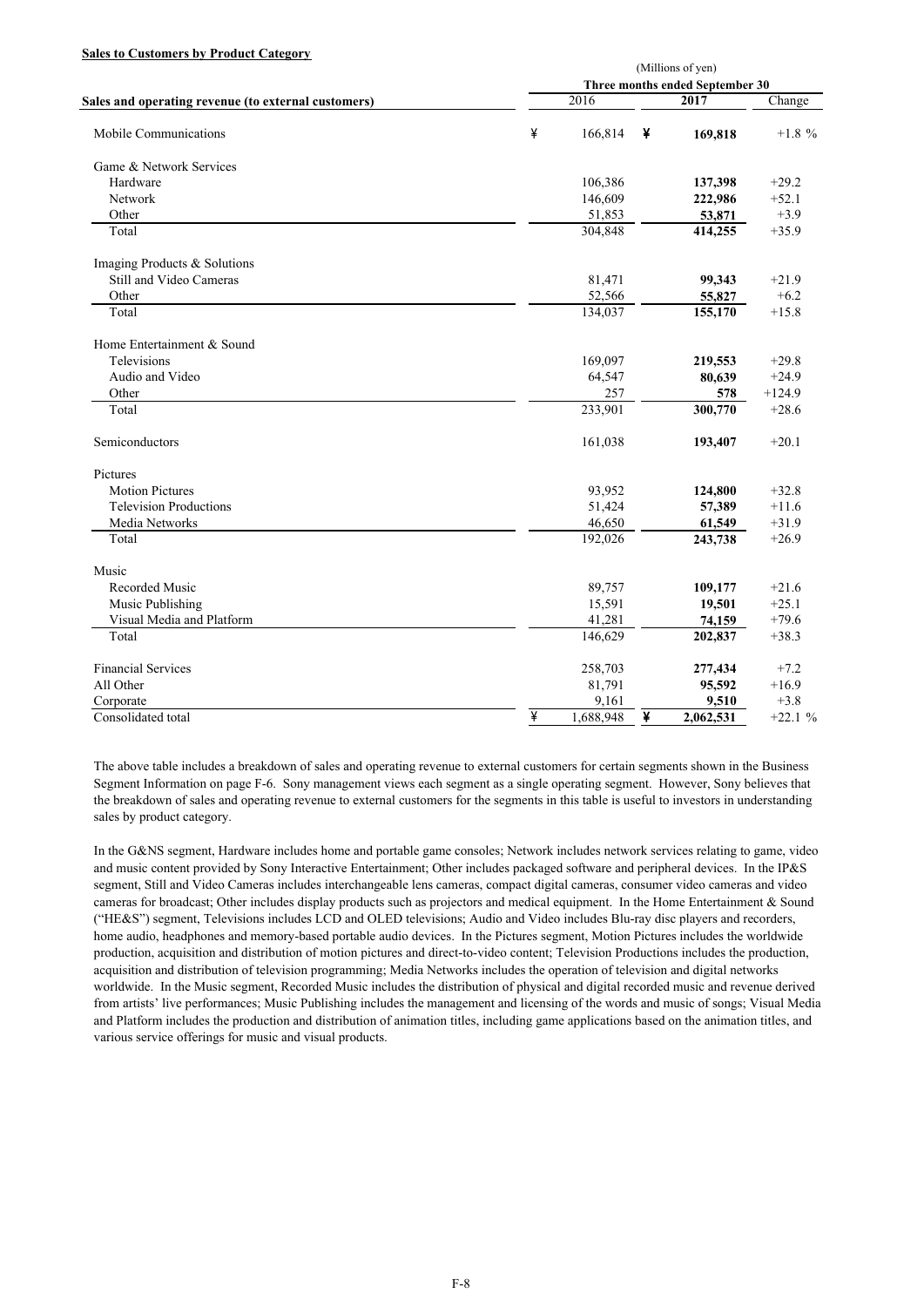**Sales to Customers by Product Category**

| Sales and operating revenue (to external customers) | (Millions of yen) Three months ended September 30 | | |
|---|---|---|---|
| | 2016 | 2017 | Change |
| Mobile Communications | ¥ 166,814 | ¥ **169,818** | +1.8 % |
| Game & Network Services | | | |
| Hardware | 106,386 | **137,398** | +29.2 |
| Network | 146,609 | **222,986** | +52.1 |
| Other | 51,853 | **53,871** | +3.9 |
| Total | 304,848 | **414,255** | +35.9 |
| Imaging Products & Solutions | | | |
| Still and Video Cameras | 81,471 | **99,343** | +21.9 |
| Other | 52,566 | **55,827** | +6.2 |
| Total | 134,037 | **155,170** | +15.8 |
| Home Entertainment & Sound | | | |
| Televisions | 169,097 | **219,553** | +29.8 |
| Audio and Video | 64,547 | **80,639** | +24.9 |
| Other | 257 | **578** | +124.9 |
| Total | 233,901 | **300,770** | +28.6 |
| Semiconductors | 161,038 | **193,407** | +20.1 |
| Pictures | | | |
| Motion Pictures | 93,952 | **124,800** | +32.8 |
| Television Productions | 51,424 | **57,389** | +11.6 |
| Media Networks | 46,650 | **61,549** | +31.9 |
| Total | 192,026 | **243,738** | +26.9 |
| Music | | | |
| Recorded Music | 89,757 | **109,177** | +21.6 |
| Music Publishing | 15,591 | **19,501** | +25.1 |
| Visual Media and Platform | 41,281 | **74,159** | +79.6 |
| Total | 146,629 | **202,837** | +38.3 |
| Financial Services | 258,703 | **277,434** | +7.2 |
| All Other | 81,791 | **95,592** | +16.9 |
| Corporate | 9,161 | **9,510** | +3.8 |
| Consolidated total | ¥ 1,688,948 | ¥ **2,062,531** | +22.1 % |

The above table includes a breakdown of sales and operating revenue to external customers for certain segments shown in the Business Segment Information on page F-6. Sony management views each segment as a single operating segment. However, Sony believes that the breakdown of sales and operating revenue to external customers for the segments in this table is useful to investors in understanding sales by product category.

In the G&NS segment, Hardware includes home and portable game consoles; Network includes network services relating to game, video and music content provided by Sony Interactive Entertainment; Other includes packaged software and peripheral devices. In the IP&S segment, Still and Video Cameras includes interchangeable lens cameras, compact digital cameras, consumer video cameras and video cameras for broadcast; Other includes display products such as projectors and medical equipment. In the Home Entertainment & Sound ("HE&S") segment, Televisions includes LCD and OLED televisions; Audio and Video includes Blu-ray disc players and recorders, home audio, headphones and memory-based portable audio devices. In the Pictures segment, Motion Pictures includes the worldwide production, acquisition and distribution of motion pictures and direct-to-video content; Television Productions includes the production, acquisition and distribution of television programming; Media Networks includes the operation of television and digital networks worldwide. In the Music segment, Recorded Music includes the distribution of physical and digital recorded music and revenue derived from artists' live performances; Music Publishing includes the management and licensing of the words and music of songs; Visual Media and Platform includes the production and distribution of animation titles, including game applications based on the animation titles, and various service offerings for music and visual products.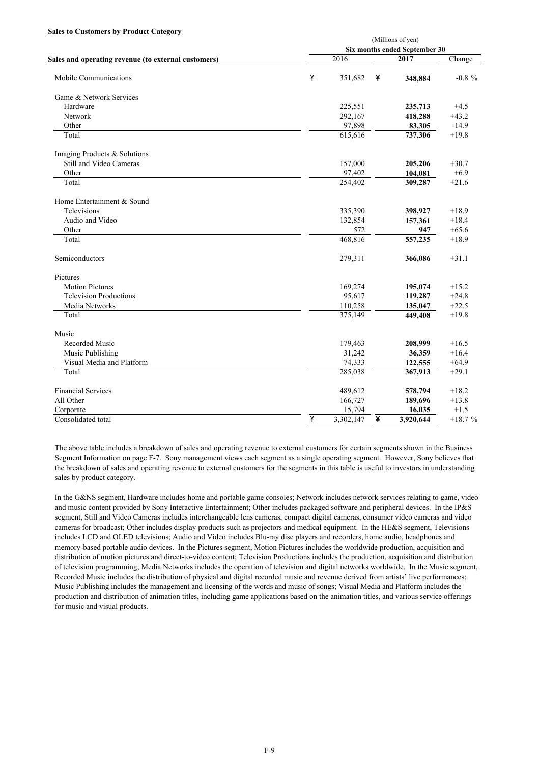**Sales to Customers by Product Category**

| Sales and operating revenue (to external customers) | (Millions of yen) Six months ended September 30 2016 | 2017 | Change |
|---|---|---|---|
| Mobile Communications | ¥ 351,682 | ¥ **348,884** | -0.8 % |
| Game & Network Services | | | |
| Hardware | 225,551 | **235,713** | +4.5 |
| Network | 292,167 | **418,288** | +43.2 |
| Other | 97,898 | **83,305** | -14.9 |
| Total | 615,616 | **737,306** | +19.8 |
| Imaging Products & Solutions | | | |
| Still and Video Cameras | 157,000 | **205,206** | +30.7 |
| Other | 97,402 | **104,081** | +6.9 |
| Total | 254,402 | **309,287** | +21.6 |
| Home Entertainment & Sound | | | |
| Televisions | 335,390 | **398,927** | +18.9 |
| Audio and Video | 132,854 | **157,361** | +18.4 |
| Other | 572 | **947** | +65.6 |
| Total | 468,816 | **557,235** | +18.9 |
| Semiconductors | 279,311 | **366,086** | +31.1 |
| Pictures | | | |
| Motion Pictures | 169,274 | **195,074** | +15.2 |
| Television Productions | 95,617 | **119,287** | +24.8 |
| Media Networks | 110,258 | **135,047** | +22.5 |
| Total | 375,149 | **449,408** | +19.8 |
| Music | | | |
| Recorded Music | 179,463 | **208,999** | +16.5 |
| Music Publishing | 31,242 | **36,359** | +16.4 |
| Visual Media and Platform | 74,333 | **122,555** | +64.9 |
| Total | 285,038 | **367,913** | +29.1 |
| Financial Services | 489,612 | **578,794** | +18.2 |
| All Other | 166,727 | **189,696** | +13.8 |
| Corporate | 15,794 | **16,035** | +1.5 |
| Consolidated total | ¥ 3,302,147 | ¥ **3,920,644** | +18.7 % |

The above table includes a breakdown of sales and operating revenue to external customers for certain segments shown in the Business Segment Information on page F-7. Sony management views each segment as a single operating segment. However, Sony believes that the breakdown of sales and operating revenue to external customers for the segments in this table is useful to investors in understanding sales by product category.

In the G&NS segment, Hardware includes home and portable game consoles; Network includes network services relating to game, video and music content provided by Sony Interactive Entertainment; Other includes packaged software and peripheral devices. In the IP&S segment, Still and Video Cameras includes interchangeable lens cameras, compact digital cameras, consumer video cameras and video cameras for broadcast; Other includes display products such as projectors and medical equipment. In the HE&S segment, Televisions includes LCD and OLED televisions; Audio and Video includes Blu-ray disc players and recorders, home audio, headphones and memory-based portable audio devices. In the Pictures segment, Motion Pictures includes the worldwide production, acquisition and distribution of motion pictures and direct-to-video content; Television Productions includes the production, acquisition and distribution of television programming; Media Networks includes the operation of television and digital networks worldwide. In the Music segment, Recorded Music includes the distribution of physical and digital recorded music and revenue derived from artists' live performances; Music Publishing includes the management and licensing of the words and music of songs; Visual Media and Platform includes the production and distribution of animation titles, including game applications based on the animation titles, and various service offerings for music and visual products.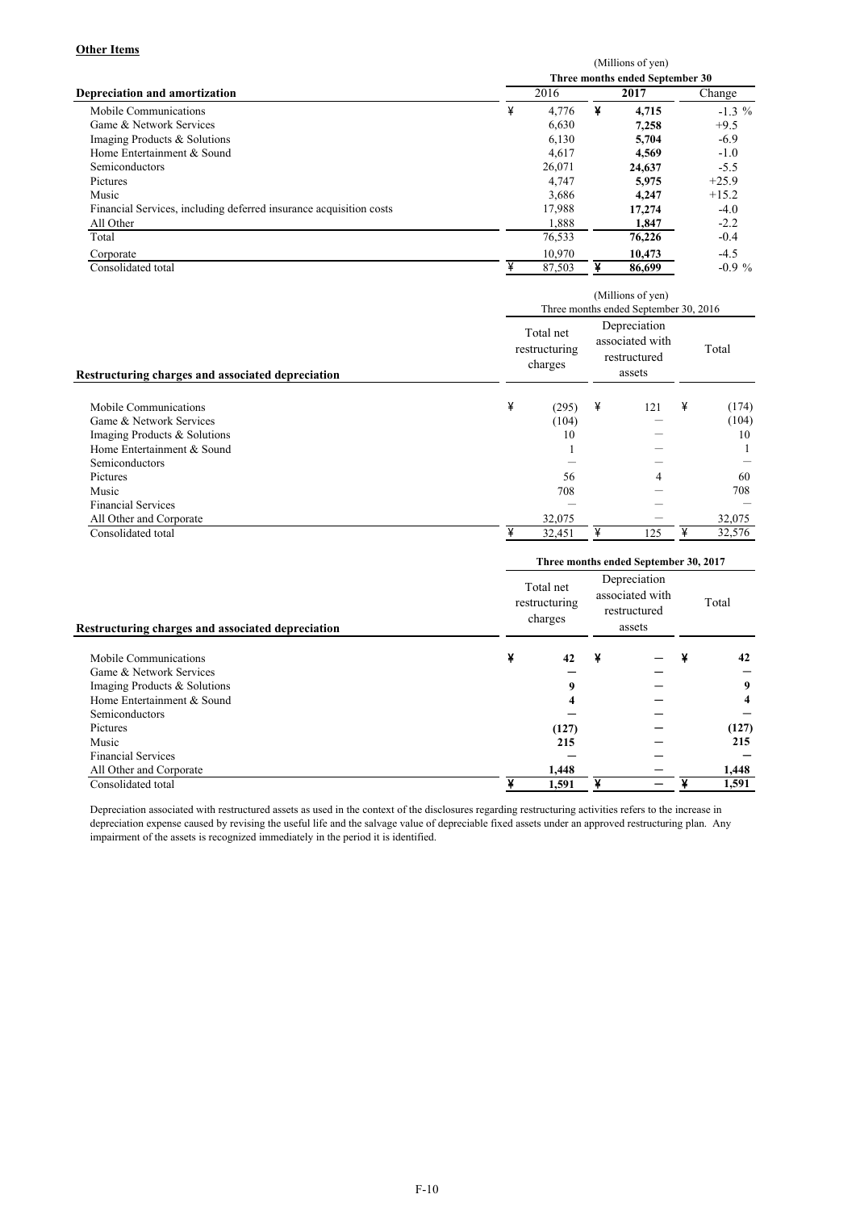**Other Items**

| Depreciation and amortization | (Millions of yen) Three months ended September 30 | | |
|---|---|---|---|
| | 2016 | 2017 | Change |
| Mobile Communications | ¥ 4,776 | ¥ 4,715 | -1.3 % |
| Game & Network Services | 6,630 | 7,258 | +9.5 |
| Imaging Products & Solutions | 6,130 | 5,704 | -6.9 |
| Home Entertainment & Sound | 4,617 | 4,569 | -1.0 |
| Semiconductors | 26,071 | 24,637 | -5.5 |
| Pictures | 4,747 | 5,975 | +25.9 |
| Music | 3,686 | 4,247 | +15.2 |
| Financial Services, including deferred insurance acquisition costs | 17,988 | 17,274 | -4.0 |
| All Other | 1,888 | 1,847 | -2.2 |
| Total | 76,533 | 76,226 | -0.4 |
| Corporate | 10,970 | 10,473 | -4.5 |
| Consolidated total | ¥ 87,503 | ¥ 86,699 | -0.9 % |

| Restructuring charges and associated depreciation | (Millions of yen) Three months ended September 30, 2016 | | |
|---|---|---|---|
| | Total net restructuring charges | Depreciation associated with restructured assets | Total |
| Mobile Communications | ¥ (295) | ¥ 121 | ¥ (174) |
| Game & Network Services | (104) | — | (104) |
| Imaging Products & Solutions | 10 | — | 10 |
| Home Entertainment & Sound | 1 | — | 1 |
| Semiconductors | — | — | — |
| Pictures | 56 | 4 | 60 |
| Music | 708 | — | 708 |
| Financial Services | — | — | — |
| All Other and Corporate | 32,075 | — | 32,075 |
| Consolidated total | ¥ 32,451 | ¥ 125 | ¥ 32,576 |

| Restructuring charges and associated depreciation | Three months ended September 30, 2017 | | |
|---|---|---|---|
| | Total net restructuring charges | Depreciation associated with restructured assets | Total |
| Mobile Communications | ¥ 42 | ¥ — | ¥ 42 |
| Game & Network Services | — | — | — |
| Imaging Products & Solutions | 9 | — | 9 |
| Home Entertainment & Sound | 4 | — | 4 |
| Semiconductors | — | — | — |
| Pictures | (127) | — | (127) |
| Music | 215 | — | 215 |
| Financial Services | — | — | — |
| All Other and Corporate | 1,448 | — | 1,448 |
| Consolidated total | ¥ 1,591 | ¥ — | ¥ 1,591 |

Depreciation associated with restructured assets as used in the context of the disclosures regarding restructuring activities refers to the increase in depreciation expense caused by revising the useful life and the salvage value of depreciable fixed assets under an approved restructuring plan. Any impairment of the assets is recognized immediately in the period it is identified.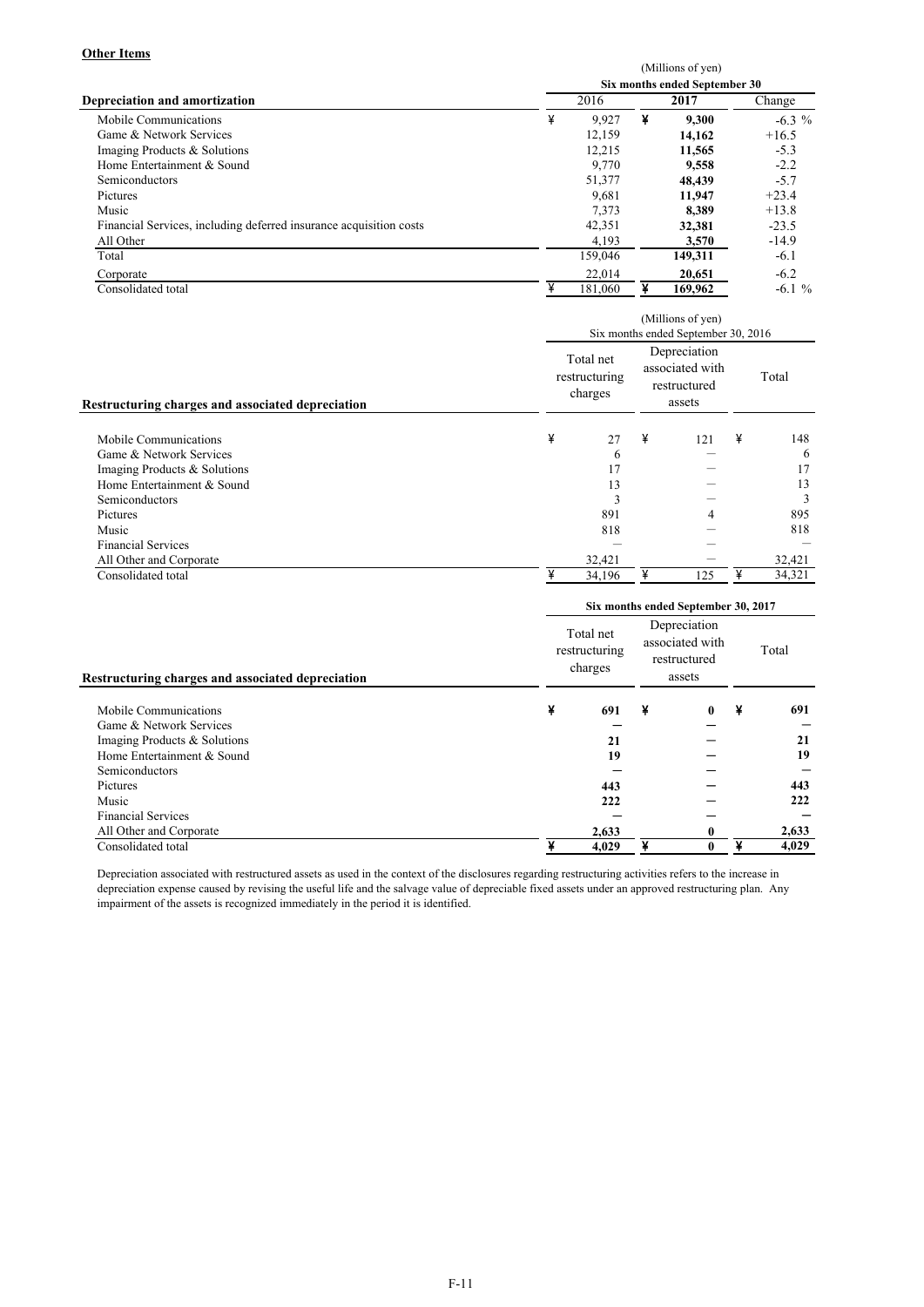**Other Items**

| Depreciation and amortization | (Millions of yen) Six months ended September 30 2016 | 2017 | Change |
|---|---|---|---|
| Mobile Communications | ¥ 9,927 | ¥ **9,300** | -6.3 % |
| Game & Network Services | 12,159 | **14,162** | +16.5 |
| Imaging Products & Solutions | 12,215 | **11,565** | -5.3 |
| Home Entertainment & Sound | 9,770 | **9,558** | -2.2 |
| Semiconductors | 51,377 | **48,439** | -5.7 |
| Pictures | 9,681 | **11,947** | +23.4 |
| Music | 7,373 | **8,389** | +13.8 |
| Financial Services, including deferred insurance acquisition costs | 42,351 | **32,381** | -23.5 |
| All Other | 4,193 | **3,570** | -14.9 |
| Total | 159,046 | **149,311** | -6.1 |
| Corporate | 22,014 | **20,651** | -6.2 |
| Consolidated total | ¥ 181,060 | ¥ **169,962** | -6.1 % |

| Restructuring charges and associated depreciation | (Millions of yen) Six months ended September 30, 2016 Total net restructuring charges | Depreciation associated with restructured assets | Total |
|---|---|---|---|
| Mobile Communications | ¥ 27 | ¥ 121 | ¥ 148 |
| Game & Network Services | 6 | — | 6 |
| Imaging Products & Solutions | 17 | — | 17 |
| Home Entertainment & Sound | 13 | — | 13 |
| Semiconductors | 3 | — | 3 |
| Pictures | 891 | 4 | 895 |
| Music | 818 | — | 818 |
| Financial Services | — | — | — |
| All Other and Corporate | 32,421 | — | 32,421 |
| Consolidated total | ¥ 34,196 | ¥ 125 | ¥ 34,321 |

| Restructuring charges and associated depreciation | Six months ended September 30, 2017 Total net restructuring charges | Depreciation associated with restructured assets | Total |
|---|---|---|---|
| Mobile Communications | ¥ **691** | ¥ **0** | ¥ **691** |
| Game & Network Services | **—** | **—** | **—** |
| Imaging Products & Solutions | **21** | **—** | **21** |
| Home Entertainment & Sound | **19** | **—** | **19** |
| Semiconductors | **—** | **—** | **—** |
| Pictures | **443** | **—** | **443** |
| Music | **222** | **—** | **222** |
| Financial Services | **—** | **—** | **—** |
| All Other and Corporate | **2,633** | **0** | **2,633** |
| Consolidated total | ¥ **4,029** | ¥ **0** | ¥ **4,029** |

Depreciation associated with restructured assets as used in the context of the disclosures regarding restructuring activities refers to the increase in depreciation expense caused by revising the useful life and the salvage value of depreciable fixed assets under an approved restructuring plan. Any impairment of the assets is recognized immediately in the period it is identified.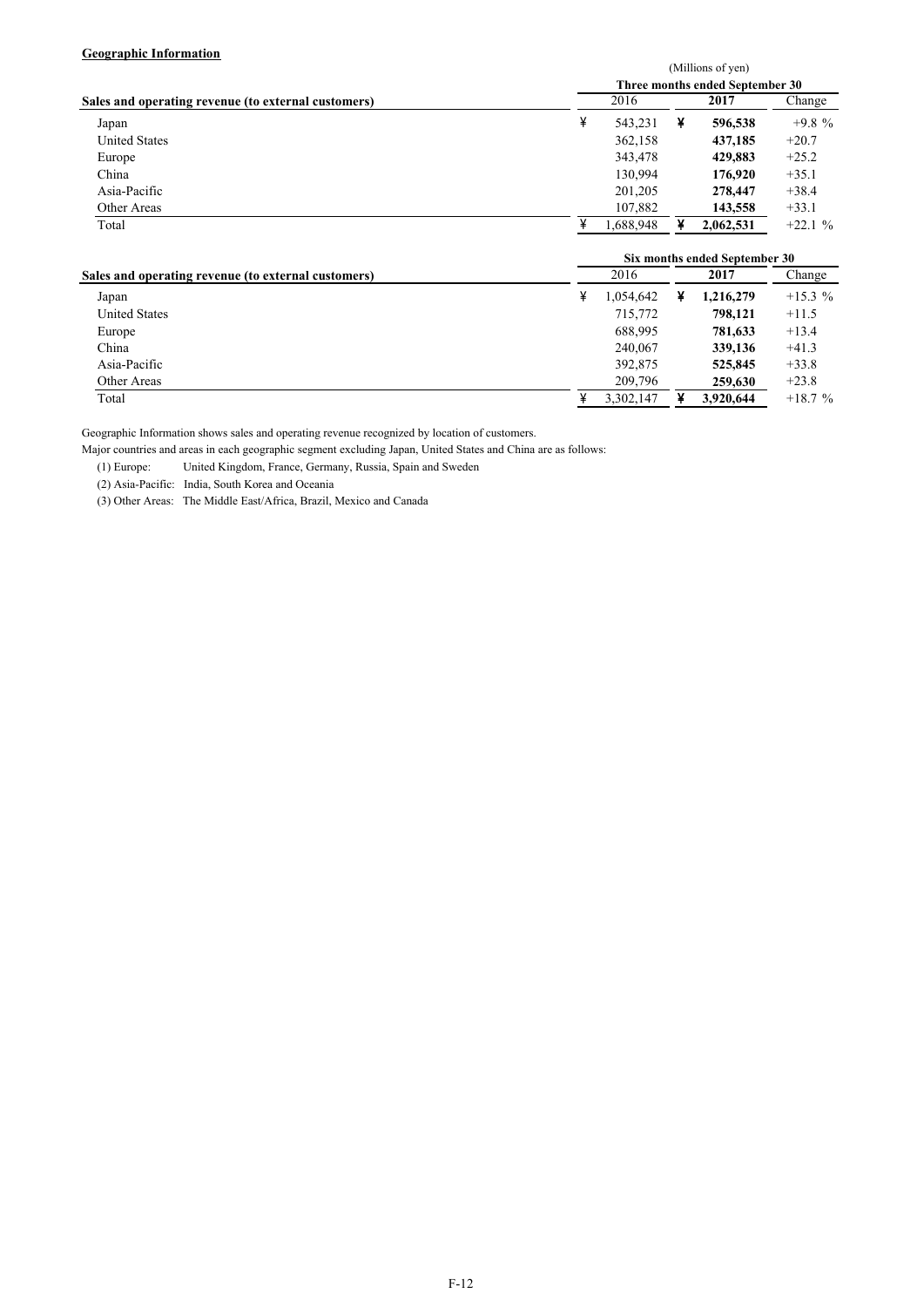**Geographic Information**

(Millions of yen)

| Sales and operating revenue (to external customers) | Three months ended September 30 | | |
|---|---|---|---|
| | 2016 | **2017** | Change |
| Japan | ¥ 543,231 | ¥ **596,538** | +9.8 % |
| United States | 362,158 | **437,185** | +20.7 |
| Europe | 343,478 | **429,883** | +25.2 |
| China | 130,994 | **176,920** | +35.1 |
| Asia-Pacific | 201,205 | **278,447** | +38.4 |
| Other Areas | 107,882 | **143,558** | +33.1 |
| Total | ¥ 1,688,948 | ¥ **2,062,531** | +22.1 % |

| Sales and operating revenue (to external customers) | Six months ended September 30 | | |
|---|---|---|---|
| | 2016 | **2017** | Change |
| Japan | ¥ 1,054,642 | ¥ **1,216,279** | +15.3 % |
| United States | 715,772 | **798,121** | +11.5 |
| Europe | 688,995 | **781,633** | +13.4 |
| China | 240,067 | **339,136** | +41.3 |
| Asia-Pacific | 392,875 | **525,845** | +33.8 |
| Other Areas | 209,796 | **259,630** | +23.8 |
| Total | ¥ 3,302,147 | ¥ **3,920,644** | +18.7 % |

Geographic Information shows sales and operating revenue recognized by location of customers.

Major countries and areas in each geographic segment excluding Japan, United States and China are as follows:

(1) Europe: United Kingdom, France, Germany, Russia, Spain and Sweden

(2) Asia-Pacific: India, South Korea and Oceania

(3) Other Areas: The Middle East/Africa, Brazil, Mexico and Canada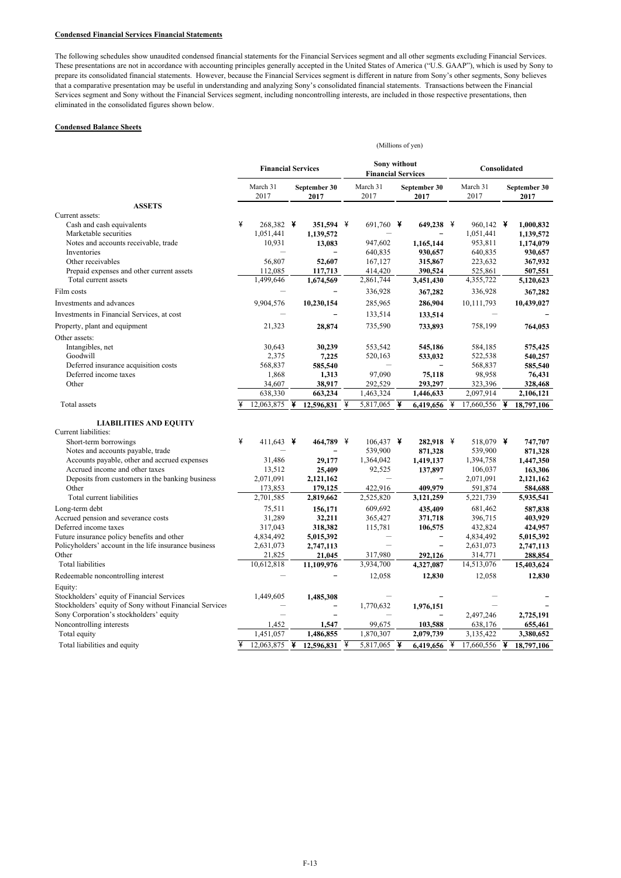**Condensed Financial Services Financial Statements**

The following schedules show unaudited condensed financial statements for the Financial Services segment and all other segments excluding Financial Services. These presentations are not in accordance with accounting principles generally accepted in the United States of America ("U.S. GAAP"), which is used by Sony to prepare its consolidated financial statements. However, because the Financial Services segment is different in nature from Sony's other segments, Sony believes that a comparative presentation may be useful in understanding and analyzing Sony's consolidated financial statements. Transactions between the Financial Services segment and Sony without the Financial Services segment, including noncontrolling interests, are included in those respective presentations, then eliminated in the consolidated figures shown below.

**Condensed Balance Sheets**

(Millions of yen)

| | Financial Services | | Sony without Financial Services | | Consolidated | |
|---|---|---|---|---|---|---|
| | March 31 2017 | September 30 2017 | March 31 2017 | September 30 2017 | March 31 2017 | September 30 2017 |
| **ASSETS** | | | | | | |
| Current assets: | | | | | | |
| Cash and cash equivalents | ¥ 268,382 | ¥ **351,594** | ¥ 691,760 | ¥ **649,238** | ¥ 960,142 | ¥ **1,000,832** |
| Marketable securities | 1,051,441 | **1,139,572** | — | **–** | 1,051,441 | **1,139,572** |
| Notes and accounts receivable, trade | 10,931 | **13,083** | 947,602 | **1,165,144** | 953,811 | **1,174,079** |
| Inventories | — | **–** | 640,835 | **930,657** | 640,835 | **930,657** |
| Other receivables | 56,807 | **52,607** | 167,127 | **315,867** | 223,632 | **367,932** |
| Prepaid expenses and other current assets | 112,085 | **117,713** | 414,420 | **390,524** | 525,861 | **507,551** |
| Total current assets | 1,499,646 | **1,674,569** | 2,861,744 | **3,451,430** | 4,355,722 | **5,120,623** |
| Film costs | — | **–** | 336,928 | **367,282** | 336,928 | **367,282** |
| Investments and advances | 9,904,576 | **10,230,154** | 285,965 | **286,904** | 10,111,793 | **10,439,027** |
| Investments in Financial Services, at cost | — | **–** | 133,514 | **133,514** | — | **–** |
| Property, plant and equipment | 21,323 | **28,874** | 735,590 | **733,893** | 758,199 | **764,053** |
| Other assets: | | | | | | |
| Intangibles, net | 30,643 | **30,239** | 553,542 | **545,186** | 584,185 | **575,425** |
| Goodwill | 2,375 | **7,225** | 520,163 | **533,032** | 522,538 | **540,257** |
| Deferred insurance acquisition costs | 568,837 | **585,540** | — | **–** | 568,837 | **585,540** |
| Deferred income taxes | 1,868 | **1,313** | 97,090 | **75,118** | 98,958 | **76,431** |
| Other | 34,607 | **38,917** | 292,529 | **293,297** | 323,396 | **328,468** |
| | 638,330 | **663,234** | 1,463,324 | **1,446,633** | 2,097,914 | **2,106,121** |
| Total assets | ¥ 12,063,875 | ¥ **12,596,831** | ¥ 5,817,065 | ¥ **6,419,656** | ¥ 17,660,556 | ¥ **18,797,106** |
| **LIABILITIES AND EQUITY** | | | | | | |
| Current liabilities: | | | | | | |
| Short-term borrowings | ¥ 411,643 | ¥ **464,789** | ¥ 106,437 | ¥ **282,918** | ¥ 518,079 | ¥ **747,707** |
| Notes and accounts payable, trade | — | **–** | 539,900 | **871,328** | 539,900 | **871,328** |
| Accounts payable, other and accrued expenses | 31,486 | **29,177** | 1,364,042 | **1,419,137** | 1,394,758 | **1,447,350** |
| Accrued income and other taxes | 13,512 | **25,409** | 92,525 | **137,897** | 106,037 | **163,306** |
| Deposits from customers in the banking business | 2,071,091 | **2,121,162** | — | **–** | 2,071,091 | **2,121,162** |
| Other | 173,853 | **179,125** | 422,916 | **409,979** | 591,874 | **584,688** |
| Total current liabilities | 2,701,585 | **2,819,662** | 2,525,820 | **3,121,259** | 5,221,739 | **5,935,541** |
| Long-term debt | 75,511 | **156,171** | 609,692 | **435,409** | 681,462 | **587,838** |
| Accrued pension and severance costs | 31,289 | **32,211** | 365,427 | **371,718** | 396,715 | **403,929** |
| Deferred income taxes | 317,043 | **318,382** | 115,781 | **106,575** | 432,824 | **424,957** |
| Future insurance policy benefits and other | 4,834,492 | **5,015,392** | — | **–** | 4,834,492 | **5,015,392** |
| Policyholders' account in the life insurance business | 2,631,073 | **2,747,113** | — | **–** | 2,631,073 | **2,747,113** |
| Other | 21,825 | **21,045** | 317,980 | **292,126** | 314,771 | **288,854** |
| Total liabilities | 10,612,818 | **11,109,976** | 3,934,700 | **4,327,087** | 14,513,076 | **15,403,624** |
| Redeemable noncontrolling interest | — | **–** | 12,058 | **12,830** | 12,058 | **12,830** |
| Equity: | | | | | | |
| Stockholders' equity of Financial Services | 1,449,605 | **1,485,308** | — | **–** | — | **–** |
| Stockholders' equity of Sony without Financial Services | — | **–** | 1,770,632 | **1,976,151** | — | **–** |
| Sony Corporation's stockholders' equity | — | **–** | — | **–** | 2,497,246 | **2,725,191** |
| Noncontrolling interests | 1,452 | **1,547** | 99,675 | **103,588** | 638,176 | **655,461** |
| Total equity | 1,451,057 | **1,486,855** | 1,870,307 | **2,079,739** | 3,135,422 | **3,380,652** |
| Total liabilities and equity | ¥ 12,063,875 | ¥ **12,596,831** | ¥ 5,817,065 | ¥ **6,419,656** | ¥ 17,660,556 | ¥ **18,797,106** |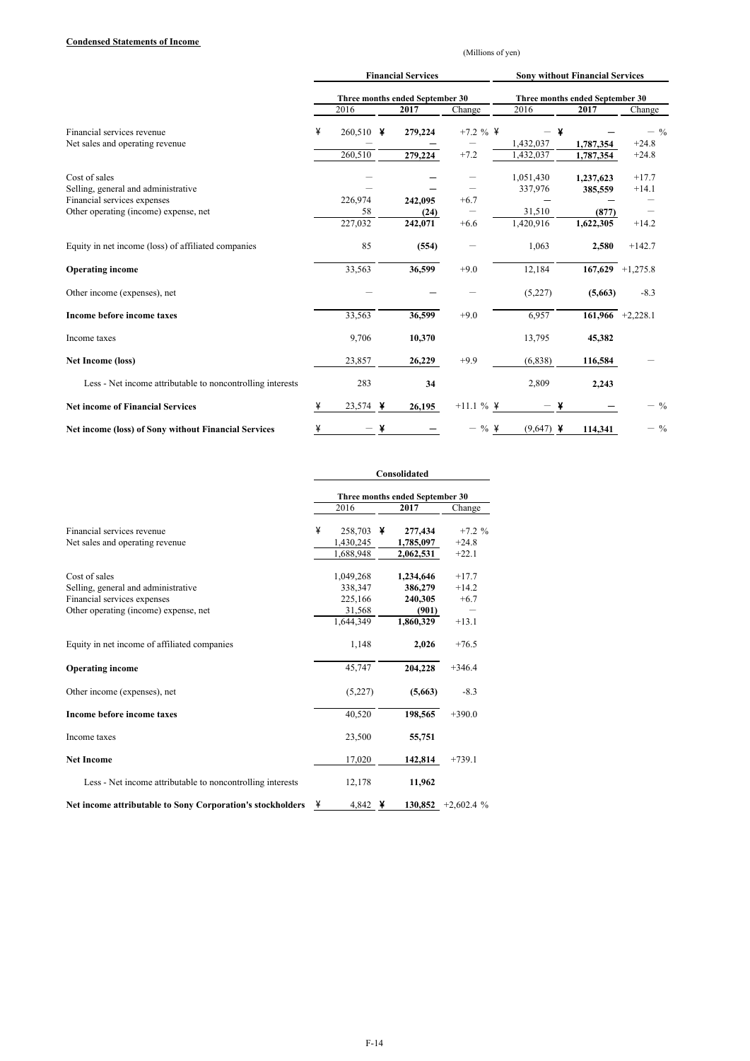**Condensed Statements of Income**

(Millions of yen)

| | Financial Services | | | Sony without Financial Services | | |
|---|---|---|---|---|---|---|
| | Three months ended September 30 | | | Three months ended September 30 | | |
| | 2016 | 2017 | Change | 2016 | 2017 | Change |
| Financial services revenue | ¥ 260,510 | ¥ **279,224** | +7.2 % | ¥ — | ¥ **—** | — % |
| Net sales and operating revenue | — | **—** | — | 1,432,037 | **1,787,354** | +24.8 |
| | 260,510 | **279,224** | +7.2 | 1,432,037 | **1,787,354** | +24.8 |
| Cost of sales | — | **—** | — | 1,051,430 | **1,237,623** | +17.7 |
| Selling, general and administrative | — | **—** | — | 337,976 | **385,559** | +14.1 |
| Financial services expenses | 226,974 | **242,095** | +6.7 | — | **—** | — |
| Other operating (income) expense, net | 58 | **(24)** | — | 31,510 | **(877)** | — |
| | 227,032 | **242,071** | +6.6 | 1,420,916 | **1,622,305** | +14.2 |
| Equity in net income (loss) of affiliated companies | 85 | **(554)** | — | 1,063 | **2,580** | +142.7 |
| **Operating income** | 33,563 | **36,599** | +9.0 | 12,184 | **167,629** | +1,275.8 |
| Other income (expenses), net | — | **—** | — | (5,227) | **(5,663)** | -8.3 |
| **Income before income taxes** | 33,563 | **36,599** | +9.0 | 6,957 | **161,966** | +2,228.1 |
| Income taxes | 9,706 | **10,370** | | 13,795 | **45,382** | |
| **Net Income (loss)** | 23,857 | **26,229** | +9.9 | (6,838) | **116,584** | — |
| Less - Net income attributable to noncontrolling interests | 283 | **34** | | 2,809 | **2,243** | |
| **Net income of Financial Services** | ¥ 23,574 | ¥ **26,195** | +11.1 % | ¥ — | ¥ **—** | — % |
| **Net income (loss) of Sony without Financial Services** | ¥ — | ¥ **—** | — % | ¥ (9,647) | ¥ **114,341** | — % |

| | Consolidated | | |
|---|---|---|---|
| | Three months ended September 30 | | |
| | 2016 | 2017 | Change |
| Financial services revenue | ¥ 258,703 | ¥ **277,434** | +7.2 % |
| Net sales and operating revenue | 1,430,245 | **1,785,097** | +24.8 |
| | 1,688,948 | **2,062,531** | +22.1 |
| Cost of sales | 1,049,268 | **1,234,646** | +17.7 |
| Selling, general and administrative | 338,347 | **386,279** | +14.2 |
| Financial services expenses | 225,166 | **240,305** | +6.7 |
| Other operating (income) expense, net | 31,568 | **(901)** | — |
| | 1,644,349 | **1,860,329** | +13.1 |
| Equity in net income of affiliated companies | 1,148 | **2,026** | +76.5 |
| **Operating income** | 45,747 | **204,228** | +346.4 |
| Other income (expenses), net | (5,227) | **(5,663)** | -8.3 |
| **Income before income taxes** | 40,520 | **198,565** | +390.0 |
| Income taxes | 23,500 | **55,751** | |
| **Net Income** | 17,020 | **142,814** | +739.1 |
| Less - Net income attributable to noncontrolling interests | 12,178 | **11,962** | |
| **Net income attributable to Sony Corporation's stockholders** | ¥ 4,842 | ¥ **130,852** | +2,602.4 % |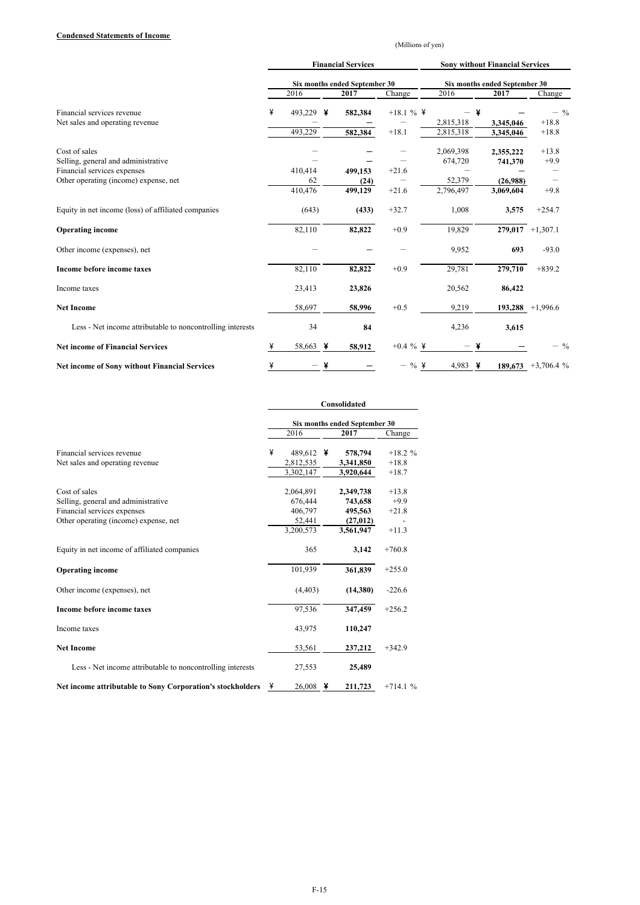**Condensed Statements of Income**

(Millions of yen)

| | Financial Services | | | Sony without Financial Services | | |
|---|---|---|---|---|---|---|
| | Six months ended September 30 | | | Six months ended September 30 | | |
| | 2016 | **2017** | Change | 2016 | **2017** | Change |
| Financial services revenue | ¥ 493,229 | ¥ **582,384** | +18.1 % | ¥ — | ¥ **—** | — % |
| Net sales and operating revenue | — | **—** | — | 2,815,318 | **3,345,046** | +18.8 |
| | 493,229 | **582,384** | +18.1 | 2,815,318 | **3,345,046** | +18.8 |
| Cost of sales | — | **—** | — | 2,069,398 | **2,355,222** | +13.8 |
| Selling, general and administrative | — | **—** | — | 674,720 | **741,370** | +9.9 |
| Financial services expenses | 410,414 | **499,153** | +21.6 | — | **—** | — |
| Other operating (income) expense, net | 62 | **(24)** | — | 52,379 | **(26,988)** | — |
| | 410,476 | **499,129** | +21.6 | 2,796,497 | **3,069,604** | +9.8 |
| Equity in net income (loss) of affiliated companies | (643) | **(433)** | +32.7 | 1,008 | **3,575** | +254.7 |
| **Operating income** | 82,110 | **82,822** | +0.9 | 19,829 | **279,017** | +1,307.1 |
| Other income (expenses), net | — | **—** | — | 9,952 | **693** | -93.0 |
| **Income before income taxes** | 82,110 | **82,822** | +0.9 | 29,781 | **279,710** | +839.2 |
| Income taxes | 23,413 | **23,826** | | 20,562 | **86,422** | |
| **Net Income** | 58,697 | **58,996** | +0.5 | 9,219 | **193,288** | +1,996.6 |
| Less - Net income attributable to noncontrolling interests | 34 | **84** | | 4,236 | **3,615** | |
| **Net income of Financial Services** | ¥ 58,663 | ¥ **58,912** | +0.4 % | ¥ — | ¥ **—** | — % |
| **Net income of Sony without Financial Services** | ¥ — | ¥ **—** | — % | ¥ 4,983 | ¥ **189,673** | +3,706.4 % |

| | Consolidated | | |
|---|---|---|---|
| | Six months ended September 30 | | |
| | 2016 | **2017** | Change |
| Financial services revenue | ¥ 489,612 | ¥ **578,794** | +18.2 % |
| Net sales and operating revenue | 2,812,535 | **3,341,850** | +18.8 |
| | 3,302,147 | **3,920,644** | +18.7 |
| Cost of sales | 2,064,891 | **2,349,738** | +13.8 |
| Selling, general and administrative | 676,444 | **743,658** | +9.9 |
| Financial services expenses | 406,797 | **495,563** | +21.8 |
| Other operating (income) expense, net | 52,441 | **(27,012)** | - |
| | 3,200,573 | **3,561,947** | +11.3 |
| Equity in net income of affiliated companies | 365 | **3,142** | +760.8 |
| **Operating income** | 101,939 | **361,839** | +255.0 |
| Other income (expenses), net | (4,403) | **(14,380)** | -226.6 |
| **Income before income taxes** | 97,536 | **347,459** | +256.2 |
| Income taxes | 43,975 | **110,247** | |
| **Net Income** | 53,561 | **237,212** | +342.9 |
| Less - Net income attributable to noncontrolling interests | 27,553 | **25,489** | |
| **Net income attributable to Sony Corporation's stockholders** | ¥ 26,008 | ¥ **211,723** | +714.1 % |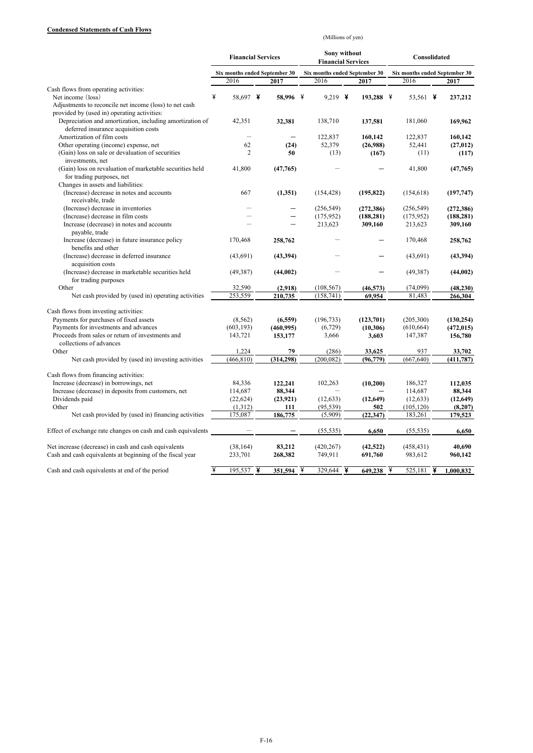**Condensed Statements of Cash Flows**

(Millions of yen)

| | Financial Services | | Sony without Financial Services | | Consolidated | |
|---|---|---|---|---|---|---|
| | Six months ended September 30 | | Six months ended September 30 | | Six months ended September 30 | |
| | 2016 | **2017** | 2016 | **2017** | 2016 | **2017** |
| Cash flows from operating activities: | | | | | | |
| Net income (loss) | ¥ 58,697 | ¥ **58,996** | ¥ 9,219 | ¥ **193,288** | ¥ 53,561 | ¥ **237,212** |
| Adjustments to reconcile net income (loss) to net cash provided by (used in) operating activities: | | | | | | |
| Depreciation and amortization, including amortization of deferred insurance acquisition costs | 42,351 | **32,381** | 138,710 | **137,581** | 181,060 | **169,962** |
| Amortization of film costs | — | **—** | 122,837 | **160,142** | 122,837 | **160,142** |
| Other operating (income) expense, net | 62 | **(24)** | 52,379 | **(26,988)** | 52,441 | **(27,012)** |
| (Gain) loss on sale or devaluation of securities investments, net | 2 | **50** | (13) | **(167)** | (11) | **(117)** |
| (Gain) loss on revaluation of marketable securities held for trading purposes, net | 41,800 | **(47,765)** | — | **—** | 41,800 | **(47,765)** |
| Changes in assets and liabilities: | | | | | | |
| (Increase) decrease in notes and accounts receivable, trade | 667 | **(1,351)** | (154,428) | **(195,822)** | (154,618) | **(197,747)** |
| (Increase) decrease in inventories | — | **—** | (256,549) | **(272,386)** | (256,549) | **(272,386)** |
| (Increase) decrease in film costs | — | **—** | (175,952) | **(188,281)** | (175,952) | **(188,281)** |
| Increase (decrease) in notes and accounts payable, trade | — | **—** | 213,623 | **309,160** | 213,623 | **309,160** |
| Increase (decrease) in future insurance policy benefits and other | 170,468 | **258,762** | — | **—** | 170,468 | **258,762** |
| (Increase) decrease in deferred insurance acquisition costs | (43,691) | **(43,394)** | — | **—** | (43,691) | **(43,394)** |
| (Increase) decrease in marketable securities held for trading purposes | (49,387) | **(44,002)** | — | **—** | (49,387) | **(44,002)** |
| Other | 32,590 | **(2,918)** | (108,567) | **(46,573)** | (74,099) | **(48,230)** |
| Net cash provided by (used in) operating activities | 253,559 | **210,735** | (158,741) | **69,954** | 81,483 | **266,304** |
| Cash flows from investing activities: | | | | | | |
| Payments for purchases of fixed assets | (8,562) | **(6,559)** | (196,733) | **(123,701)** | (205,300) | **(130,254)** |
| Payments for investments and advances | (603,193) | **(460,995)** | (6,729) | **(10,306)** | (610,664) | **(472,015)** |
| Proceeds from sales or return of investments and collections of advances | 143,721 | **153,177** | 3,666 | **3,603** | 147,387 | **156,780** |
| Other | 1,224 | **79** | (286) | **33,625** | 937 | **33,702** |
| Net cash provided by (used in) investing activities | (466,810) | **(314,298)** | (200,082) | **(96,779)** | (667,640) | **(411,787)** |
| Cash flows from financing activities: | | | | | | |
| Increase (decrease) in borrowings, net | 84,336 | **122,241** | 102,263 | **(10,200)** | 186,327 | **112,035** |
| Increase (decrease) in deposits from customers, net | 114,687 | **88,344** | — | **—** | 114,687 | **88,344** |
| Dividends paid | (22,624) | **(23,921)** | (12,633) | **(12,649)** | (12,633) | **(12,649)** |
| Other | (1,312) | **111** | (95,539) | **502** | (105,120) | **(8,207)** |
| Net cash provided by (used in) financing activities | 175,087 | **186,775** | (5,909) | **(22,347)** | 183,261 | **179,523** |
| Effect of exchange rate changes on cash and cash equivalents | — | **—** | (55,535) | **6,650** | (55,535) | **6,650** |
| Net increase (decrease) in cash and cash equivalents | (38,164) | **83,212** | (420,267) | **(42,522)** | (458,431) | **40,690** |
| Cash and cash equivalents at beginning of the fiscal year | 233,701 | **268,382** | 749,911 | **691,760** | 983,612 | **960,142** |
| Cash and cash equivalents at end of the period | ¥ 195,537 | ¥ **351,594** | ¥ 329,644 | ¥ **649,238** | ¥ 525,181 | ¥ **1,000,832** |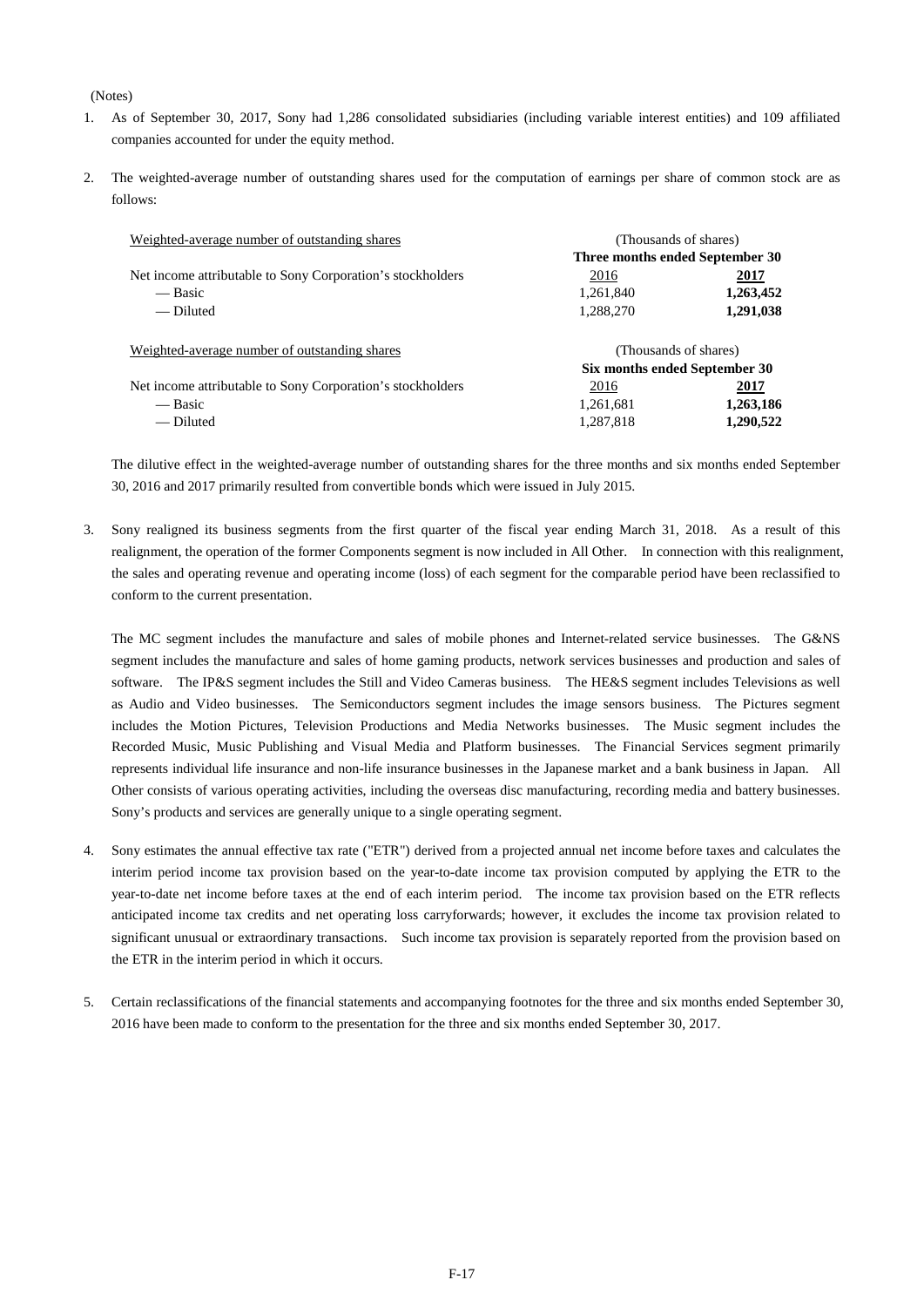(Notes)

1. As of September 30, 2017, Sony had 1,286 consolidated subsidiaries (including variable interest entities) and 109 affiliated companies accounted for under the equity method.

2. The weighted-average number of outstanding shares used for the computation of earnings per share of common stock are as follows:

| Weighted-average number of outstanding shares | (Thousands of shares) | |
|---|---|---|
| | **Three months ended September 30** | |
| Net income attributable to Sony Corporation's stockholders | 2016 | **2017** |
| — Basic | 1,261,840 | **1,263,452** |
| — Diluted | 1,288,270 | **1,291,038** |

| Weighted-average number of outstanding shares | (Thousands of shares) | |
|---|---|---|
| | **Six months ended September 30** | |
| Net income attributable to Sony Corporation's stockholders | 2016 | **2017** |
| — Basic | 1,261,681 | **1,263,186** |
| — Diluted | 1,287,818 | **1,290,522** |

The dilutive effect in the weighted-average number of outstanding shares for the three months and six months ended September 30, 2016 and 2017 primarily resulted from convertible bonds which were issued in July 2015.

3. Sony realigned its business segments from the first quarter of the fiscal year ending March 31, 2018. As a result of this realignment, the operation of the former Components segment is now included in All Other. In connection with this realignment, the sales and operating revenue and operating income (loss) of each segment for the comparable period have been reclassified to conform to the current presentation.

   The MC segment includes the manufacture and sales of mobile phones and Internet-related service businesses. The G&NS segment includes the manufacture and sales of home gaming products, network services businesses and production and sales of software. The IP&S segment includes the Still and Video Cameras business. The HE&S segment includes Televisions as well as Audio and Video businesses. The Semiconductors segment includes the image sensors business. The Pictures segment includes the Motion Pictures, Television Productions and Media Networks businesses. The Music segment includes the Recorded Music, Music Publishing and Visual Media and Platform businesses. The Financial Services segment primarily represents individual life insurance and non-life insurance businesses in the Japanese market and a bank business in Japan. All Other consists of various operating activities, including the overseas disc manufacturing, recording media and battery businesses. Sony's products and services are generally unique to a single operating segment.

4. Sony estimates the annual effective tax rate ("ETR") derived from a projected annual net income before taxes and calculates the interim period income tax provision based on the year-to-date income tax provision computed by applying the ETR to the year-to-date net income before taxes at the end of each interim period. The income tax provision based on the ETR reflects anticipated income tax credits and net operating loss carryforwards; however, it excludes the income tax provision related to significant unusual or extraordinary transactions. Such income tax provision is separately reported from the provision based on the ETR in the interim period in which it occurs.

5. Certain reclassifications of the financial statements and accompanying footnotes for the three and six months ended September 30, 2016 have been made to conform to the presentation for the three and six months ended September 30, 2017.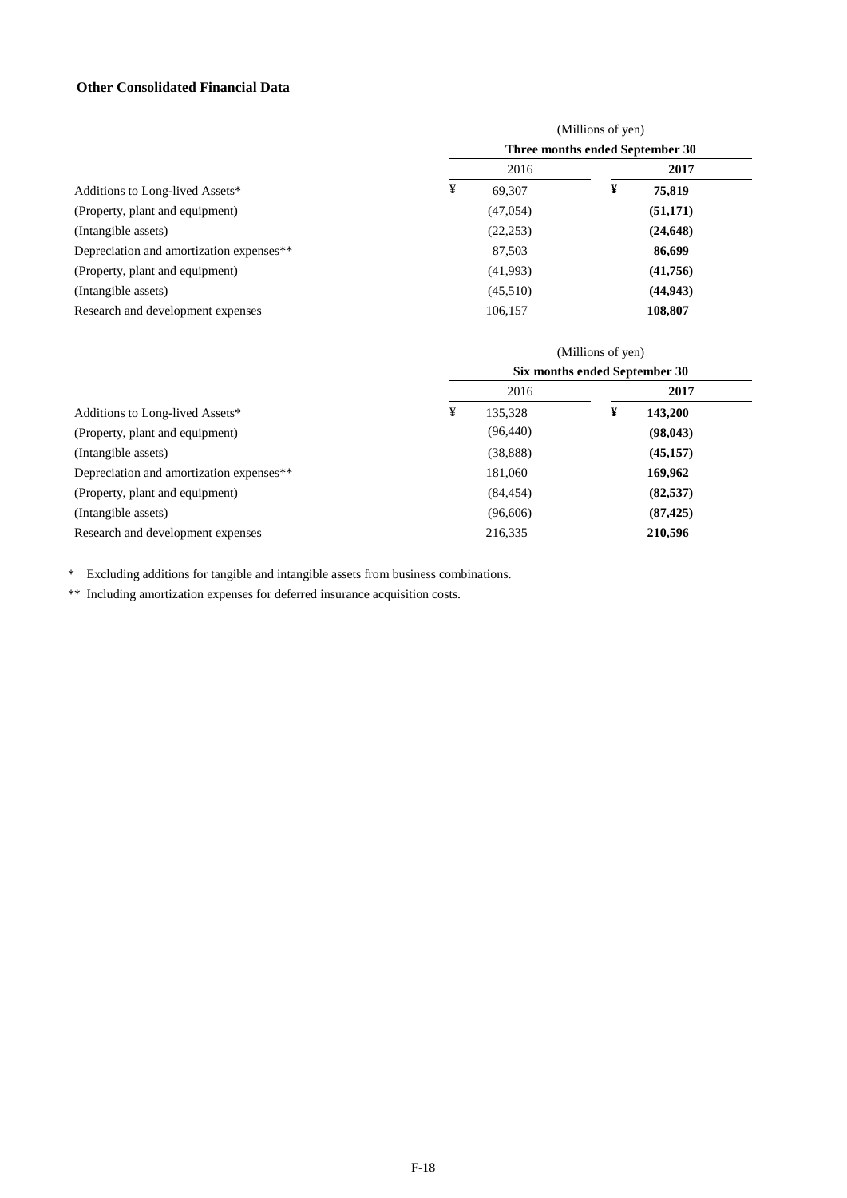**Other Consolidated Financial Data**

| | (Millions of yen) | |
|---|---|---|
| | Three months ended September 30 | |
| | 2016 | **2017** |
| Additions to Long-lived Assets* | ¥ 69,307 | **¥ 75,819** |
| (Property, plant and equipment) | (47,054) | **(51,171)** |
| (Intangible assets) | (22,253) | **(24,648)** |
| Depreciation and amortization expenses** | 87,503 | **86,699** |
| (Property, plant and equipment) | (41,993) | **(41,756)** |
| (Intangible assets) | (45,510) | **(44,943)** |
| Research and development expenses | 106,157 | **108,807** |

| | (Millions of yen) | |
|---|---|---|
| | Six months ended September 30 | |
| | 2016 | **2017** |
| Additions to Long-lived Assets* | ¥ 135,328 | **¥ 143,200** |
| (Property, plant and equipment) | (96,440) | **(98,043)** |
| (Intangible assets) | (38,888) | **(45,157)** |
| Depreciation and amortization expenses** | 181,060 | **169,962** |
| (Property, plant and equipment) | (84,454) | **(82,537)** |
| (Intangible assets) | (96,606) | **(87,425)** |
| Research and development expenses | 216,335 | **210,596** |

\* Excluding additions for tangible and intangible assets from business combinations.

** Including amortization expenses for deferred insurance acquisition costs.